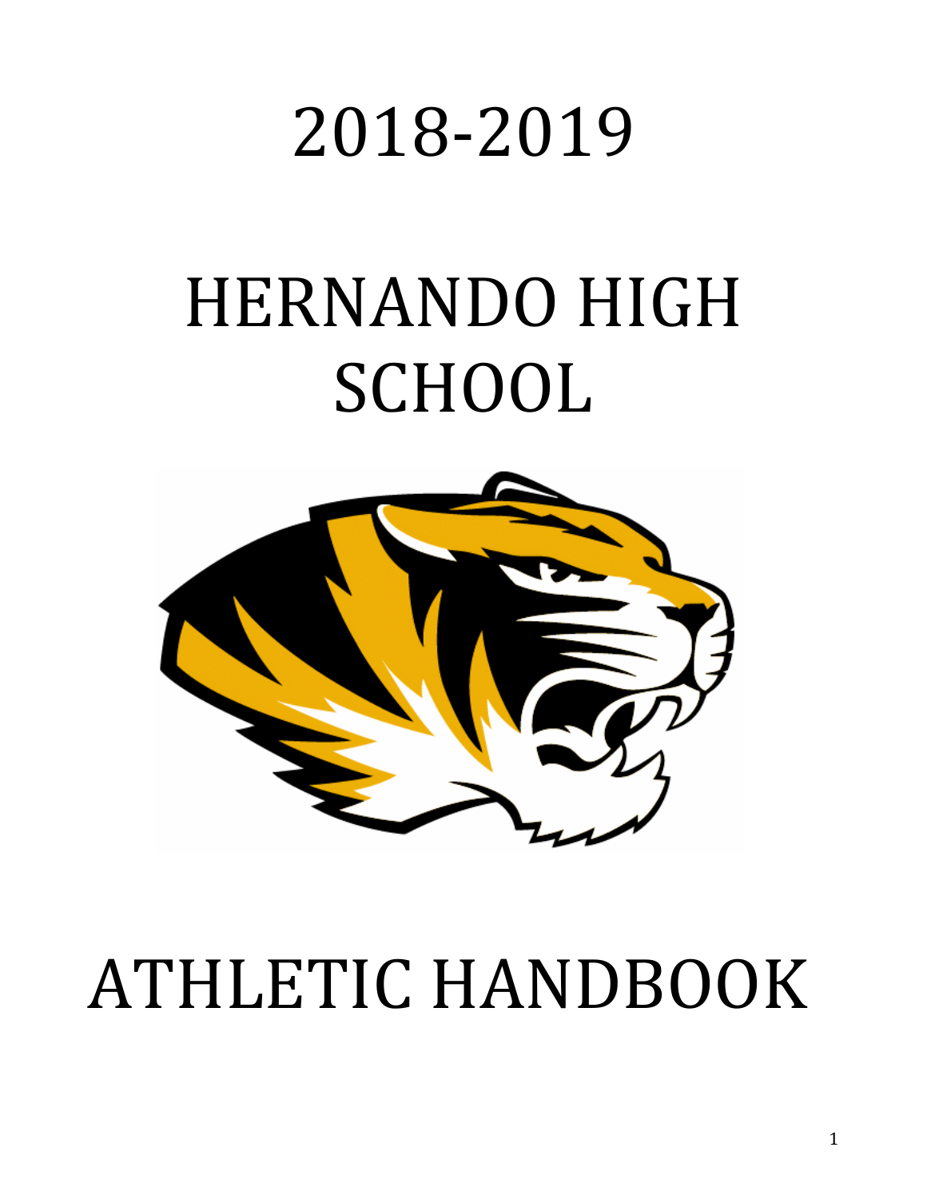# 2018-2019

# HERNANDO HIGH SCHOOL

# ATHLETIC HANDBOOK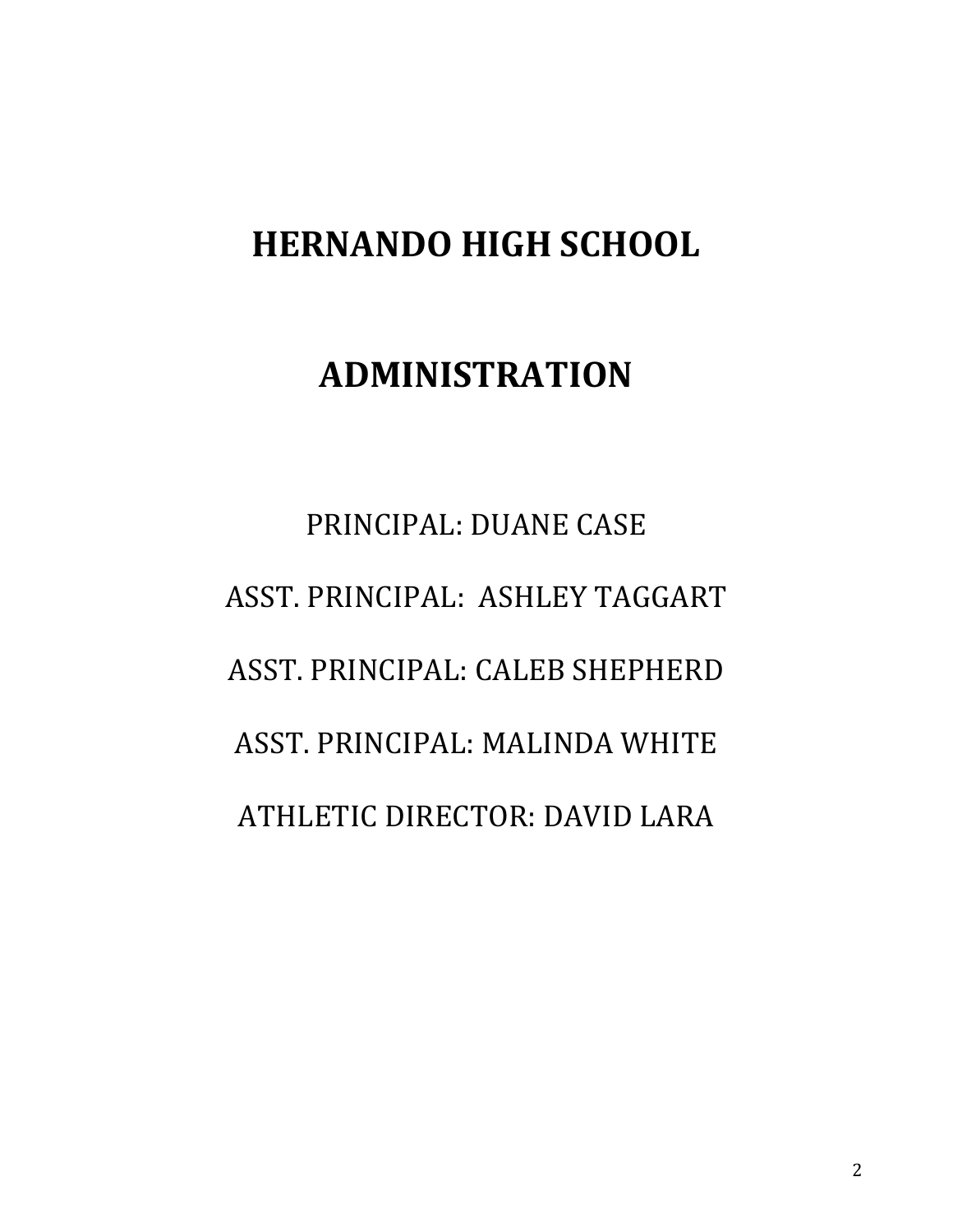# HERNANDO HIGH SCHOOL

# ADMINISTRATION

PRINCIPAL: DUANE CASE

ASST. PRINCIPAL: ASHLEY TAGGART

ASST. PRINCIPAL: CALEB SHEPHERD

ASST. PRINCIPAL: MALINDA WHITE

ATHLETIC DIRECTOR: DAVID LARA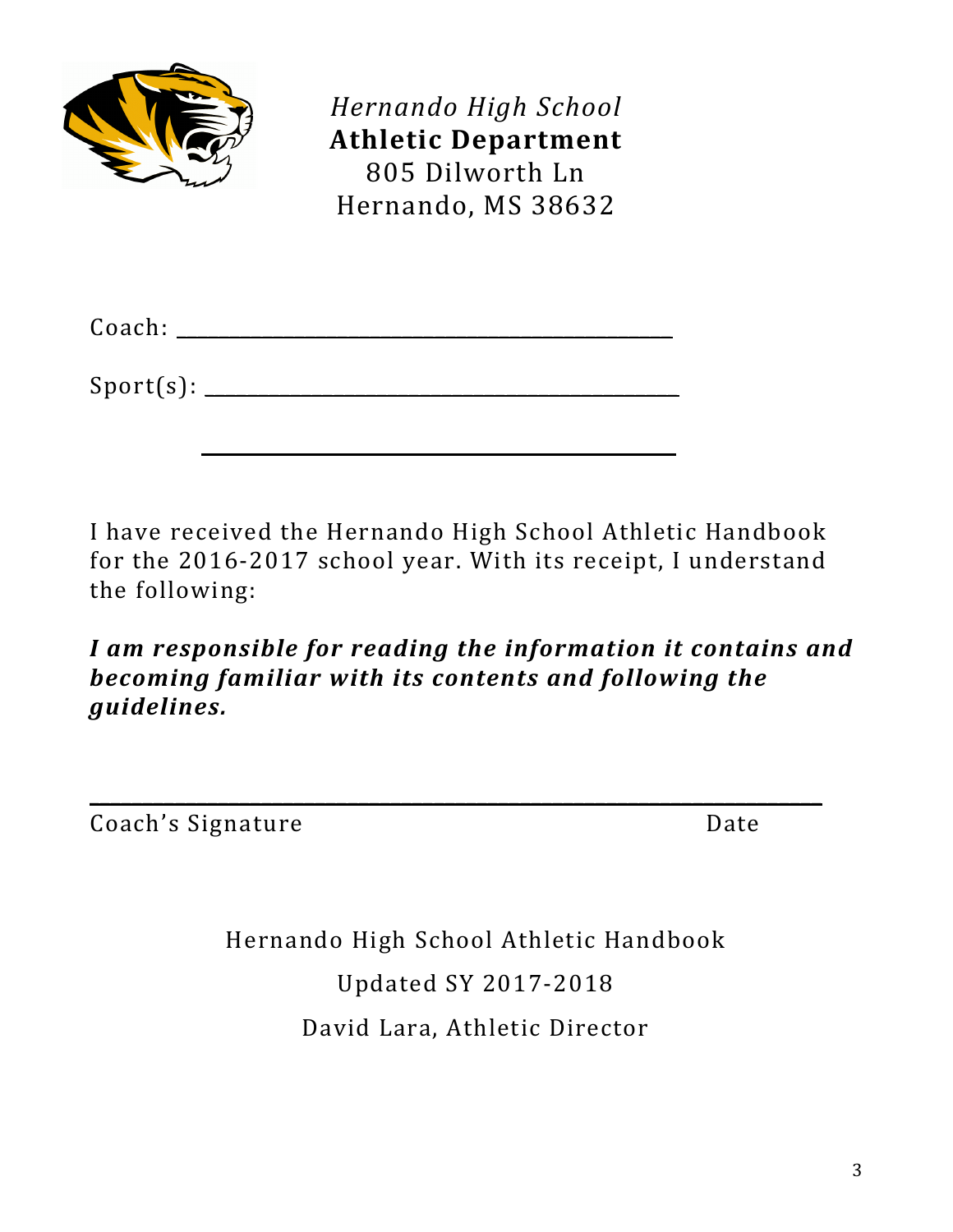*Hernando High School*
**Athletic Department**
805 Dilworth Ln
Hernando, MS 38632

Coach: ____________________________________________

Sport(s): __________________________________________

__________________________________________

I have received the Hernando High School Athletic Handbook for the 2016-2017 school year. With its receipt, I understand the following:

***I am responsible for reading the information it contains and becoming familiar with its contents and following the guidelines.***

_____________________________________________________________________

Coach's Signature Date

Hernando High School Athletic Handbook

Updated SY 2017-2018

David Lara, Athletic Director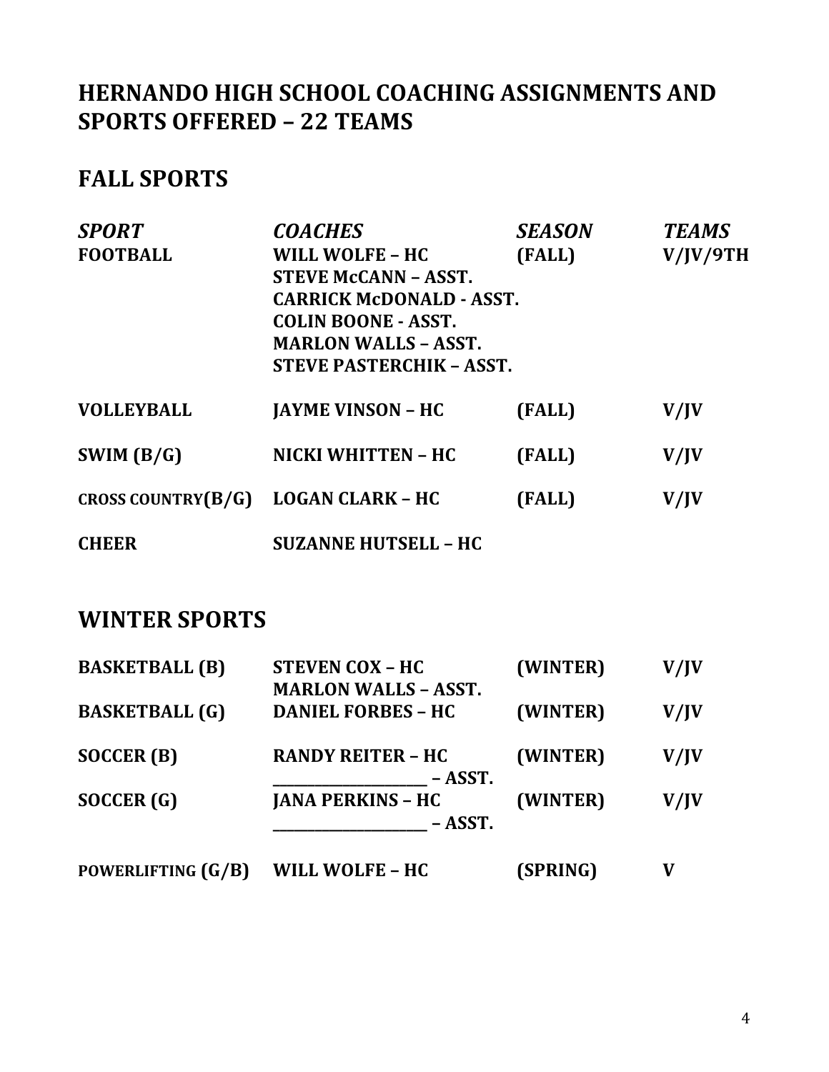# HERNANDO HIGH SCHOOL COACHING ASSIGNMENTS AND SPORTS OFFERED – 22 TEAMS

## FALL SPORTS

| *SPORT* | *COACHES* | *SEASON* | *TEAMS* |
|---|---|---|---|
| **FOOTBALL** | **WILL WOLFE – HC** | **(FALL)** | **V/JV/9TH** |
| | **STEVE McCANN – ASST.** | | |
| | **CARRICK McDONALD - ASST.** | | |
| | **COLIN BOONE - ASST.** | | |
| | **MARLON WALLS – ASST.** | | |
| | **STEVE PASTERCHIK – ASST.** | | |
| **VOLLEYBALL** | **JAYME VINSON – HC** | **(FALL)** | **V/JV** |
| **SWIM (B/G)** | **NICKI WHITTEN – HC** | **(FALL)** | **V/JV** |
| **CROSS COUNTRY(B/G)** | **LOGAN CLARK – HC** | **(FALL)** | **V/JV** |
| **CHEER** | **SUZANNE HUTSELL – HC** | | |

## WINTER SPORTS

| | | | |
|---|---|---|---|
| **BASKETBALL (B)** | **STEVEN COX – HC** | **(WINTER)** | **V/JV** |
| | **MARLON WALLS – ASST.** | | |
| **BASKETBALL (G)** | **DANIEL FORBES – HC** | **(WINTER)** | **V/JV** |
| **SOCCER (B)** | **RANDY REITER – HC** | **(WINTER)** | **V/JV** |
| | **____________________ – ASST.** | | |
| **SOCCER (G)** | **JANA PERKINS – HC** | **(WINTER)** | **V/JV** |
| | **____________________ – ASST.** | | |
| **POWERLIFTING (G/B)** | **WILL WOLFE – HC** | **(SPRING)** | **V** |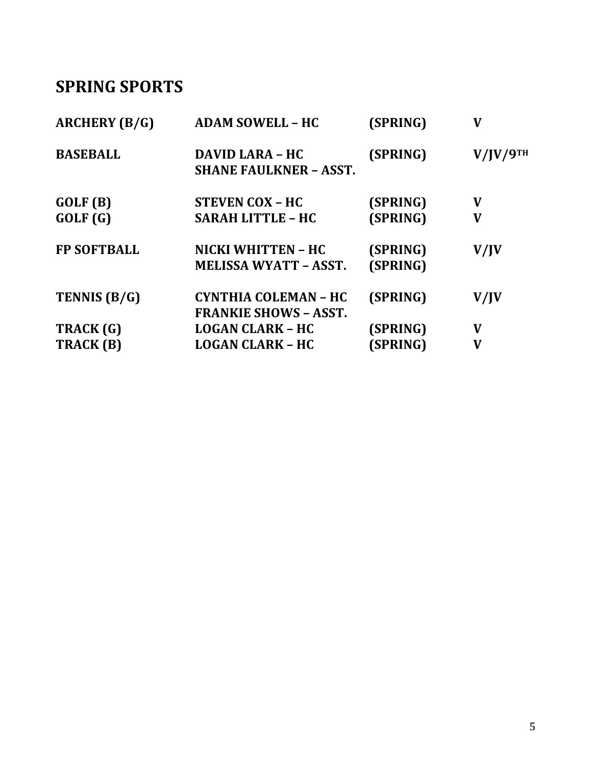## SPRING SPORTS

| | | | |
|---|---|---|---|
| **ARCHERY (B/G)** | **ADAM SOWELL – HC** | **(SPRING)** | **V** |
| **BASEBALL** | **DAVID LARA – HC** | **(SPRING)** | **V/JV/9TH** |
| | **SHANE FAULKNER – ASST.** | | |
| **GOLF (B)** | **STEVEN COX – HC** | **(SPRING)** | **V** |
| **GOLF (G)** | **SARAH LITTLE – HC** | **(SPRING)** | **V** |
| **FP SOFTBALL** | **NICKI WHITTEN – HC** | **(SPRING)** | **V/JV** |
| | **MELISSA WYATT – ASST.** | **(SPRING)** | |
| **TENNIS (B/G)** | **CYNTHIA COLEMAN – HC** | **(SPRING)** | **V/JV** |
| | **FRANKIE SHOWS – ASST.** | | |
| **TRACK (G)** | **LOGAN CLARK – HC** | **(SPRING)** | **V** |
| **TRACK (B)** | **LOGAN CLARK – HC** | **(SPRING)** | **V** |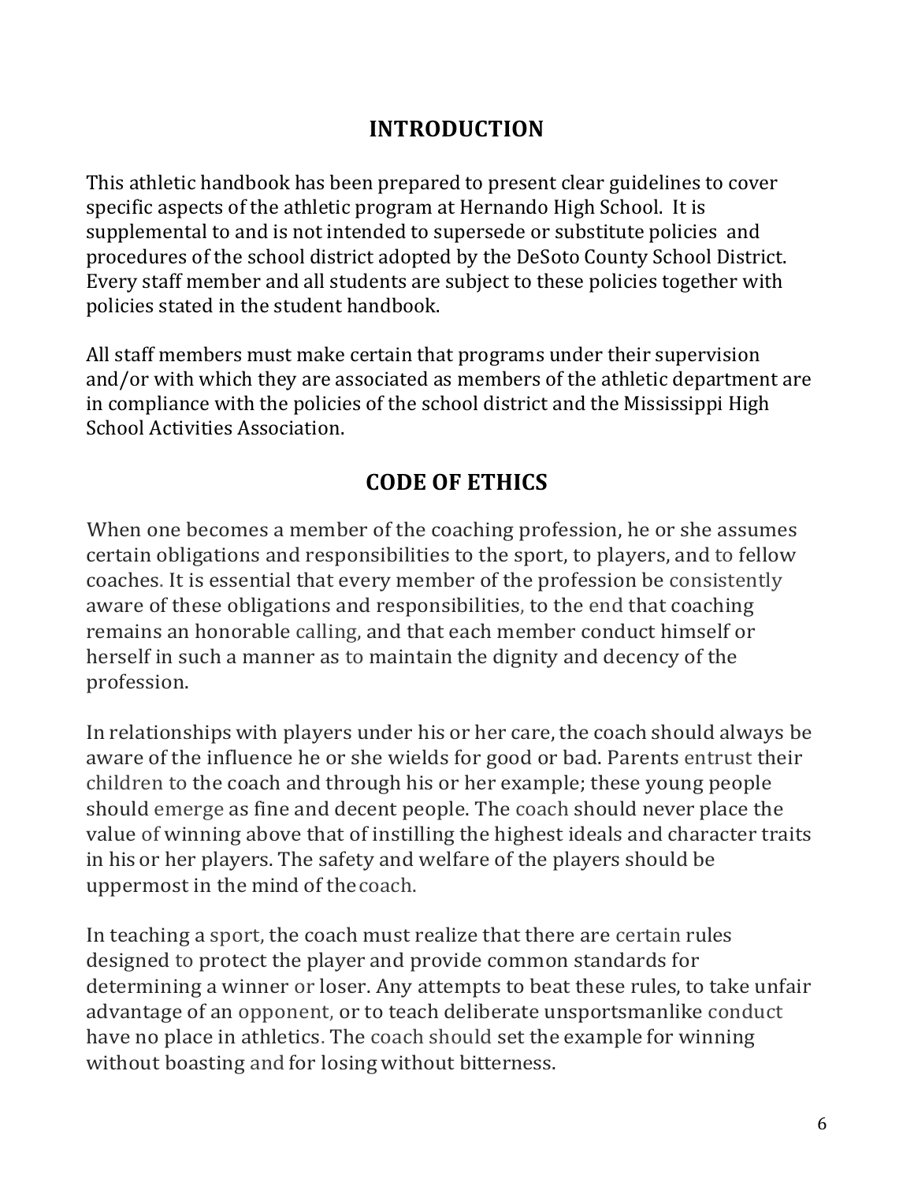## INTRODUCTION

This athletic handbook has been prepared to present clear guidelines to cover specific aspects of the athletic program at Hernando High School. It is supplemental to and is not intended to supersede or substitute policies and procedures of the school district adopted by the DeSoto County School District. Every staff member and all students are subject to these policies together with policies stated in the student handbook.

All staff members must make certain that programs under their supervision and/or with which they are associated as members of the athletic department are in compliance with the policies of the school district and the Mississippi High School Activities Association.

## CODE OF ETHICS

When one becomes a member of the coaching profession, he or she assumes certain obligations and responsibilities to the sport, to players, and to fellow coaches. It is essential that every member of the profession be consistently aware of these obligations and responsibilities, to the end that coaching remains an honorable calling, and that each member conduct himself or herself in such a manner as to maintain the dignity and decency of the profession.

In relationships with players under his or her care, the coach should always be aware of the influence he or she wields for good or bad. Parents entrust their children to the coach and through his or her example; these young people should emerge as fine and decent people. The coach should never place the value of winning above that of instilling the highest ideals and character traits in his or her players. The safety and welfare of the players should be uppermost in the mind of the coach.

In teaching a sport, the coach must realize that there are certain rules designed to protect the player and provide common standards for determining a winner or loser. Any attempts to beat these rules, to take unfair advantage of an opponent, or to teach deliberate unsportsmanlike conduct have no place in athletics. The coach should set the example for winning without boasting and for losing without bitterness.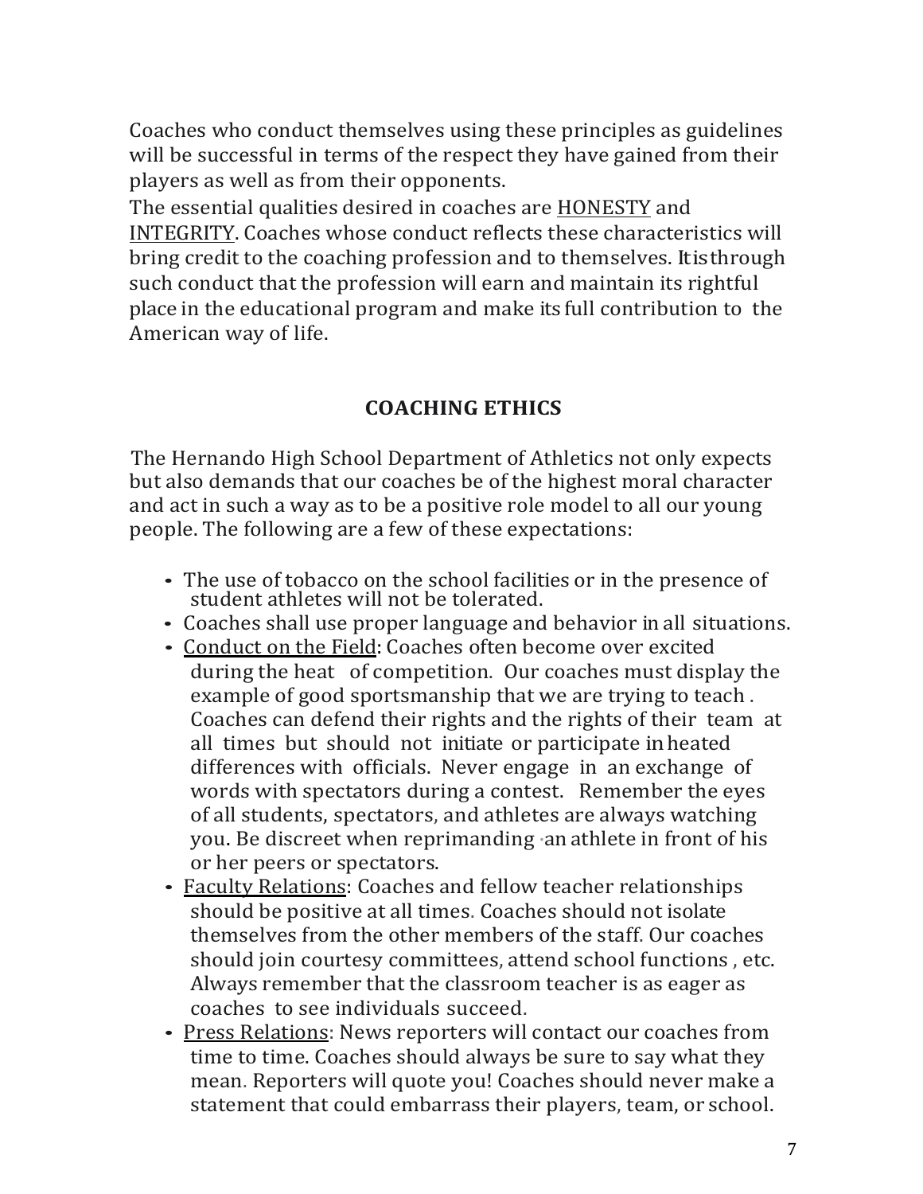Coaches who conduct themselves using these principles as guidelines will be successful in terms of the respect they have gained from their players as well as from their opponents.

The essential qualities desired in coaches are <u>HONESTY</u> and <u>INTEGRITY</u>. Coaches whose conduct reflects these characteristics will bring credit to the coaching profession and to themselves. It is through such conduct that the profession will earn and maintain its rightful place in the educational program and make its full contribution to the American way of life.

## COACHING ETHICS

The Hernando High School Department of Athletics not only expects but also demands that our coaches be of the highest moral character and act in such a way as to be a positive role model to all our young people. The following are a few of these expectations:

- The use of tobacco on the school facilities or in the presence of student athletes will not be tolerated.
- Coaches shall use proper language and behavior in all situations.
- <u>Conduct on the Field</u>: Coaches often become over excited during the heat of competition. Our coaches must display the example of good sportsmanship that we are trying to teach. Coaches can defend their rights and the rights of their team at all times but should not initiate or participate in heated differences with officials. Never engage in an exchange of words with spectators during a contest. Remember the eyes of all students, spectators, and athletes are always watching you. Be discreet when reprimanding an athlete in front of his or her peers or spectators.
- <u>Faculty Relations</u>: Coaches and fellow teacher relationships should be positive at all times. Coaches should not isolate themselves from the other members of the staff. Our coaches should join courtesy committees, attend school functions, etc. Always remember that the classroom teacher is as eager as coaches to see individuals succeed.
- <u>Press Relations</u>: News reporters will contact our coaches from time to time. Coaches should always be sure to say what they mean. Reporters will quote you! Coaches should never make a statement that could embarrass their players, team, or school.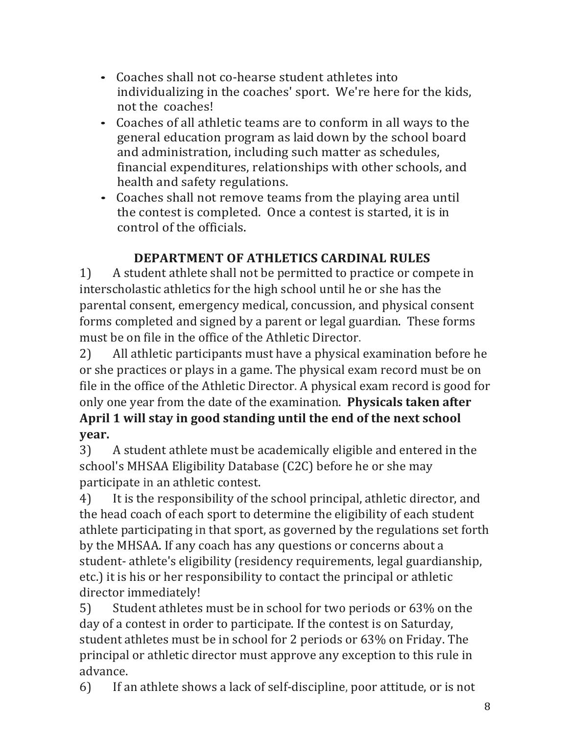- Coaches shall not co-hearse student athletes into individualizing in the coaches' sport. We're here for the kids, not the coaches!
- Coaches of all athletic teams are to conform in all ways to the general education program as laid down by the school board and administration, including such matter as schedules, financial expenditures, relationships with other schools, and health and safety regulations.
- Coaches shall not remove teams from the playing area until the contest is completed. Once a contest is started, it is in control of the officials.

## DEPARTMENT OF ATHLETICS CARDINAL RULES

1) A student athlete shall not be permitted to practice or compete in interscholastic athletics for the high school until he or she has the parental consent, emergency medical, concussion, and physical consent forms completed and signed by a parent or legal guardian. These forms must be on file in the office of the Athletic Director.

2) All athletic participants must have a physical examination before he or she practices or plays in a game. The physical exam record must be on file in the office of the Athletic Director. A physical exam record is good for only one year from the date of the examination. **Physicals taken after April 1 will stay in good standing until the end of the next school year.**

3) A student athlete must be academically eligible and entered in the school's MHSAA Eligibility Database (C2C) before he or she may participate in an athletic contest.

4) It is the responsibility of the school principal, athletic director, and the head coach of each sport to determine the eligibility of each student athlete participating in that sport, as governed by the regulations set forth by the MHSAA. If any coach has any questions or concerns about a student- athlete's eligibility (residency requirements, legal guardianship, etc.) it is his or her responsibility to contact the principal or athletic director immediately!

5) Student athletes must be in school for two periods or 63% on the day of a contest in order to participate. If the contest is on Saturday, student athletes must be in school for 2 periods or 63% on Friday. The principal or athletic director must approve any exception to this rule in advance.

6) If an athlete shows a lack of self-discipline, poor attitude, or is not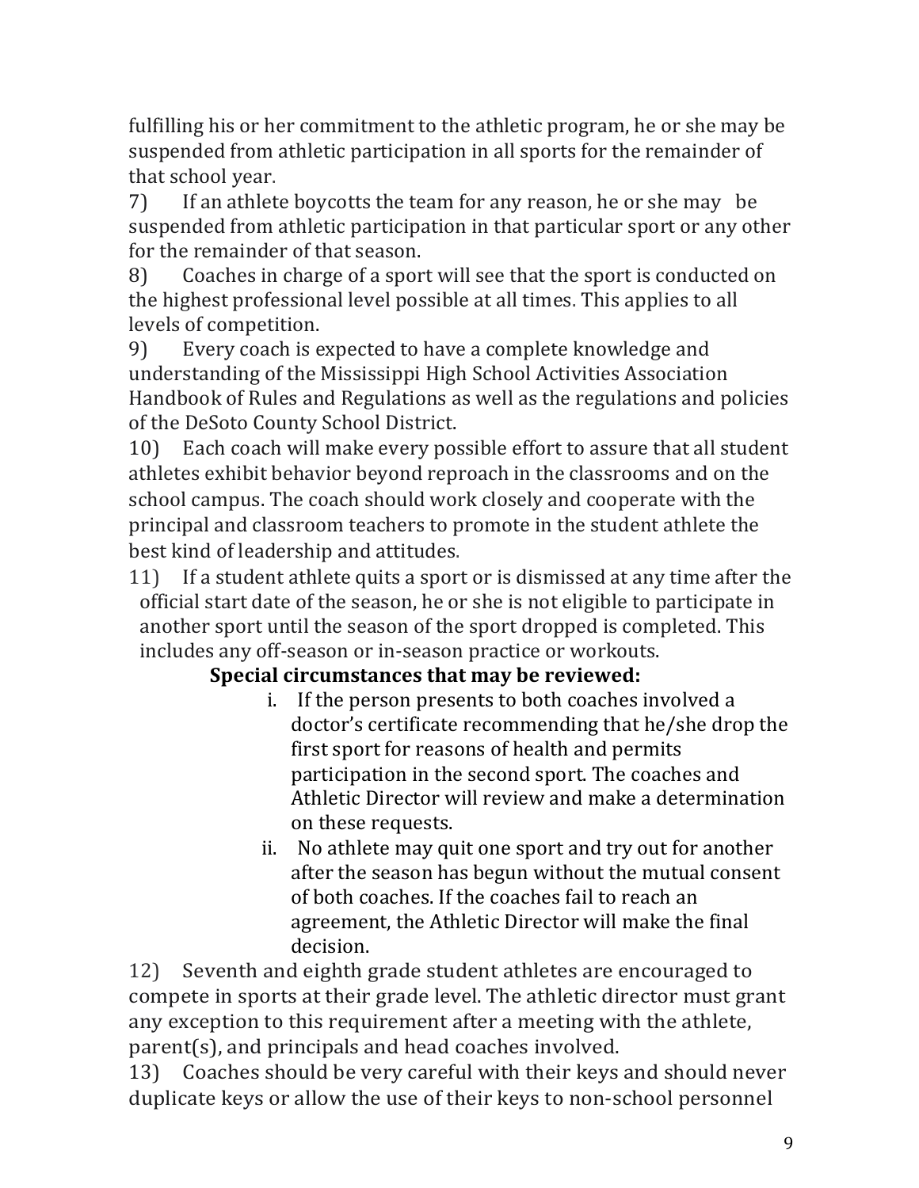fulfilling his or her commitment to the athletic program, he or she may be suspended from athletic participation in all sports for the remainder of that school year.

7) If an athlete boycotts the team for any reason, he or she may be suspended from athletic participation in that particular sport or any other for the remainder of that season.

8) Coaches in charge of a sport will see that the sport is conducted on the highest professional level possible at all times. This applies to all levels of competition.

9) Every coach is expected to have a complete knowledge and understanding of the Mississippi High School Activities Association Handbook of Rules and Regulations as well as the regulations and policies of the DeSoto County School District.

10) Each coach will make every possible effort to assure that all student athletes exhibit behavior beyond reproach in the classrooms and on the school campus. The coach should work closely and cooperate with the principal and classroom teachers to promote in the student athlete the best kind of leadership and attitudes.

11) If a student athlete quits a sport or is dismissed at any time after the official start date of the season, he or she is not eligible to participate in another sport until the season of the sport dropped is completed. This includes any off-season or in-season practice or workouts.

**Special circumstances that may be reviewed:**

i. If the person presents to both coaches involved a doctor's certificate recommending that he/she drop the first sport for reasons of health and permits participation in the second sport. The coaches and Athletic Director will review and make a determination on these requests.

ii. No athlete may quit one sport and try out for another after the season has begun without the mutual consent of both coaches. If the coaches fail to reach an agreement, the Athletic Director will make the final decision.

12) Seventh and eighth grade student athletes are encouraged to compete in sports at their grade level. The athletic director must grant any exception to this requirement after a meeting with the athlete, parent(s), and principals and head coaches involved.

13) Coaches should be very careful with their keys and should never duplicate keys or allow the use of their keys to non-school personnel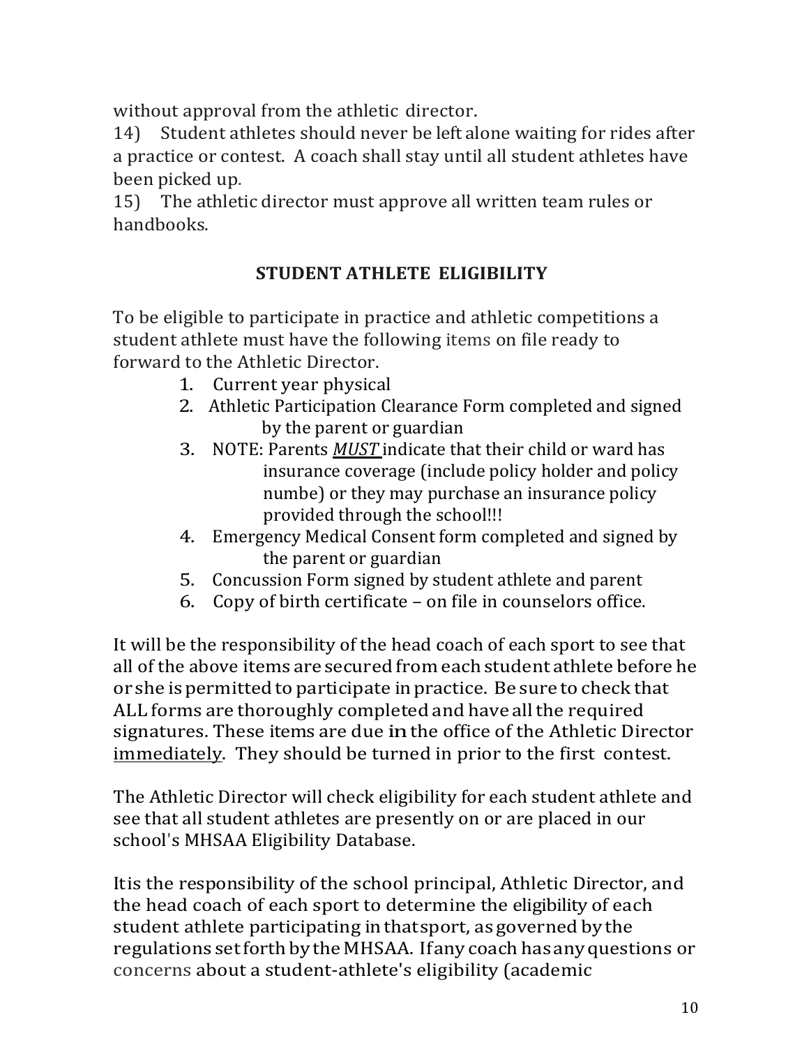without approval from the athletic director.

14) Student athletes should never be left alone waiting for rides after a practice or contest. A coach shall stay until all student athletes have been picked up.

15) The athletic director must approve all written team rules or handbooks.

## STUDENT ATHLETE ELIGIBILITY

To be eligible to participate in practice and athletic competitions a student athlete must have the following items on file ready to forward to the Athletic Director.

1. Current year physical
2. Athletic Participation Clearance Form completed and signed by the parent or guardian
3. NOTE: Parents ***MUST*** indicate that their child or ward has insurance coverage (include policy holder and policy numbe) or they may purchase an insurance policy provided through the school!!!
4. Emergency Medical Consent form completed and signed by the parent or guardian
5. Concussion Form signed by student athlete and parent
6. Copy of birth certificate – on file in counselors office.

It will be the responsibility of the head coach of each sport to see that all of the above items are secured from each student athlete before he or she is permitted to participate in practice. Be sure to check that ALL forms are thoroughly completed and have all the required signatures. These items are due in the office of the Athletic Director immediately. They should be turned in prior to the first contest.

The Athletic Director will check eligibility for each student athlete and see that all student athletes are presently on or are placed in our school's MHSAA Eligibility Database.

It is the responsibility of the school principal, Athletic Director, and the head coach of each sport to determine the eligibility of each student athlete participating in that sport, as governed by the regulations set forth by the MHSAA. If any coach has any questions or concerns about a student-athlete's eligibility (academic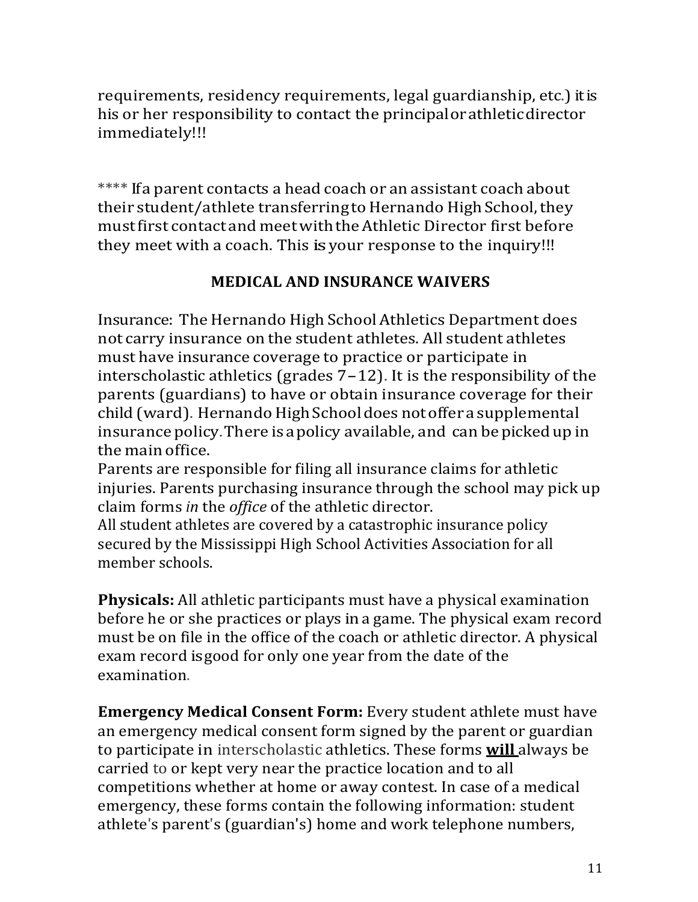requirements, residency requirements, legal guardianship, etc.) it is his or her responsibility to contact the principal or athletic director immediately!!!

**** If a parent contacts a head coach or an assistant coach about their student/athlete transferring to Hernando High School, they must first contact and meet with the Athletic Director first before they meet with a coach. This is your response to the inquiry!!!

## MEDICAL AND INSURANCE WAIVERS

Insurance: The Hernando High School Athletics Department does not carry insurance on the student athletes. All student athletes must have insurance coverage to practice or participate in interscholastic athletics (grades 7–12). It is the responsibility of the parents (guardians) to have or obtain insurance coverage for their child (ward). Hernando High School does not offer a supplemental insurance policy. There is a policy available, and can be picked up in the main office.
Parents are responsible for filing all insurance claims for athletic injuries. Parents purchasing insurance through the school may pick up claim forms *in* the *office* of the athletic director.
All student athletes are covered by a catastrophic insurance policy secured by the Mississippi High School Activities Association for all member schools.

**Physicals:** All athletic participants must have a physical examination before he or she practices or plays in a game. The physical exam record must be on file in the office of the coach or athletic director. A physical exam record is good for only one year from the date of the examination.

**Emergency Medical Consent Form:** Every student athlete must have an emergency medical consent form signed by the parent or guardian to participate in interscholastic athletics. These forms **will** always be carried to or kept very near the practice location and to all competitions whether at home or away contest. In case of a medical emergency, these forms contain the following information: student athlete's parent's (guardian's) home and work telephone numbers,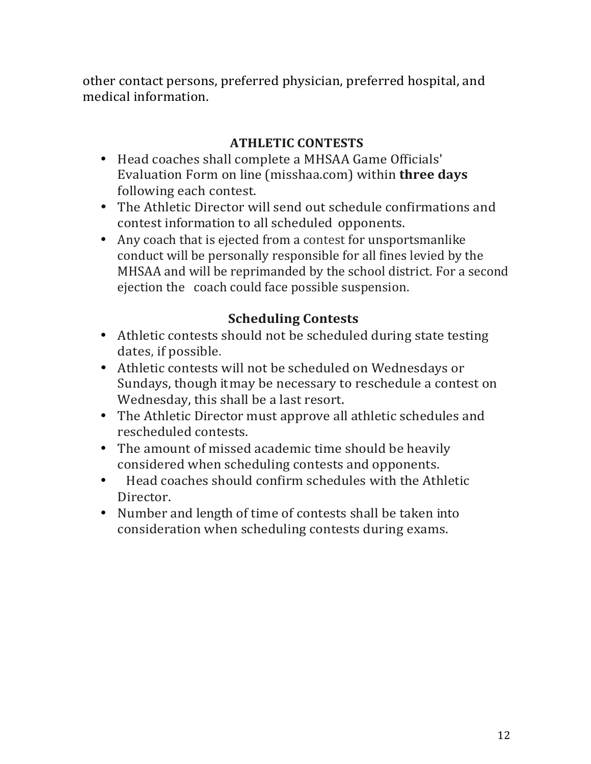other contact persons, preferred physician, preferred hospital, and medical information.

## ATHLETIC CONTESTS

- Head coaches shall complete a MHSAA Game Officials' Evaluation Form on line (misshaa.com) within **three days** following each contest.
- The Athletic Director will send out schedule confirmations and contest information to all scheduled opponents.
- Any coach that is ejected from a contest for unsportsmanlike conduct will be personally responsible for all fines levied by the MHSAA and will be reprimanded by the school district. For a second ejection the coach could face possible suspension.

### Scheduling Contests

- Athletic contests should not be scheduled during state testing dates, if possible.
- Athletic contests will not be scheduled on Wednesdays or Sundays, though it may be necessary to reschedule a contest on Wednesday, this shall be a last resort.
- The Athletic Director must approve all athletic schedules and rescheduled contests.
- The amount of missed academic time should be heavily considered when scheduling contests and opponents.
- Head coaches should confirm schedules with the Athletic Director.
- Number and length of time of contests shall be taken into consideration when scheduling contests during exams.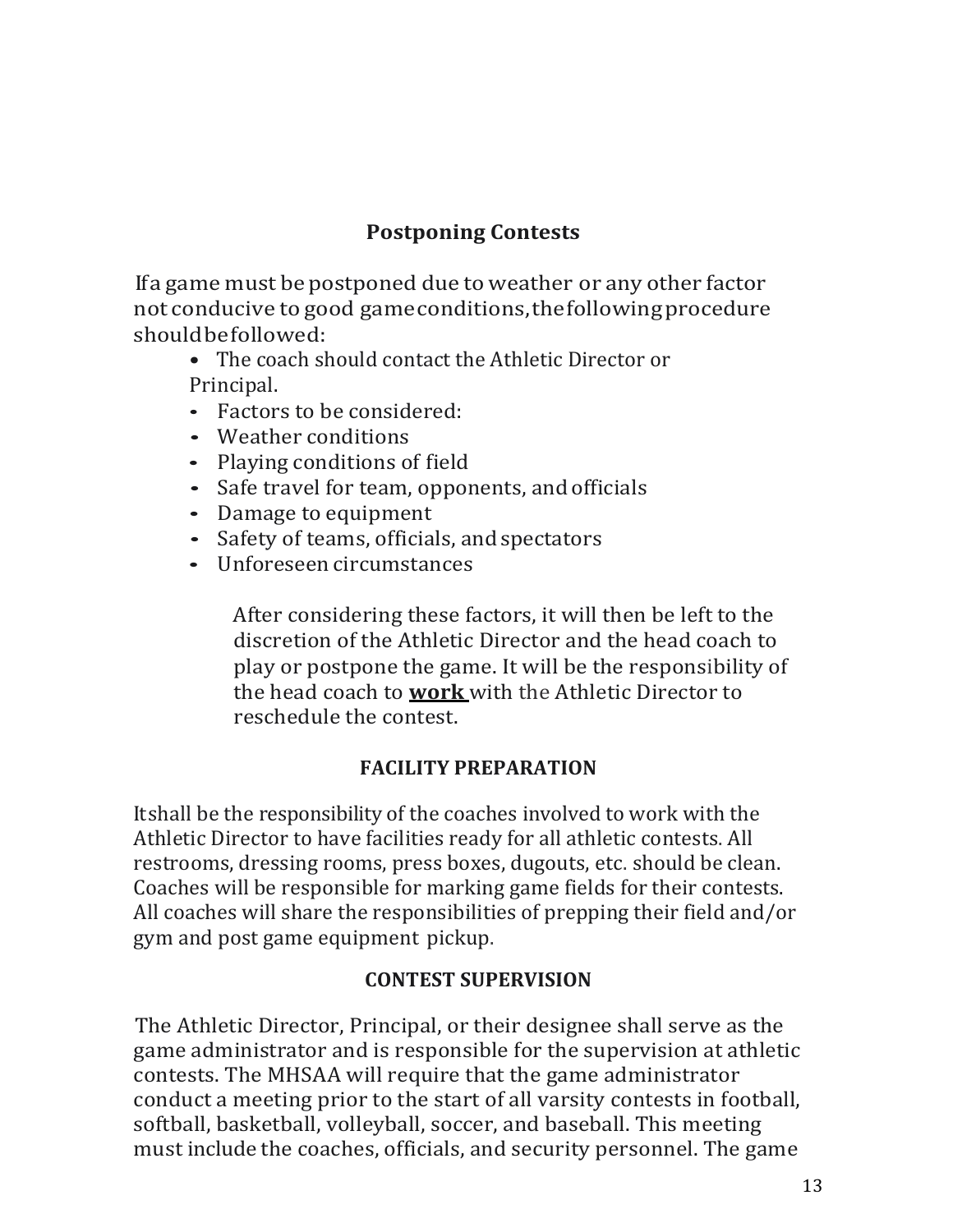## Postponing Contests

If a game must be postponed due to weather or any other factor not conducive to good game conditions, the following procedure should be followed:

- The coach should contact the Athletic Director or Principal.
- Factors to be considered:
- Weather conditions
- Playing conditions of field
- Safe travel for team, opponents, and officials
- Damage to equipment
- Safety of teams, officials, and spectators
- Unforeseen circumstances

After considering these factors, it will then be left to the discretion of the Athletic Director and the head coach to play or postpone the game. It will be the responsibility of the head coach to **work** with the Athletic Director to reschedule the contest.

## FACILITY PREPARATION

It shall be the responsibility of the coaches involved to work with the Athletic Director to have facilities ready for all athletic contests. All restrooms, dressing rooms, press boxes, dugouts, etc. should be clean. Coaches will be responsible for marking game fields for their contests. All coaches will share the responsibilities of prepping their field and/or gym and post game equipment pickup.

## CONTEST SUPERVISION

The Athletic Director, Principal, or their designee shall serve as the game administrator and is responsible for the supervision at athletic contests. The MHSAA will require that the game administrator conduct a meeting prior to the start of all varsity contests in football, softball, basketball, volleyball, soccer, and baseball. This meeting must include the coaches, officials, and security personnel. The game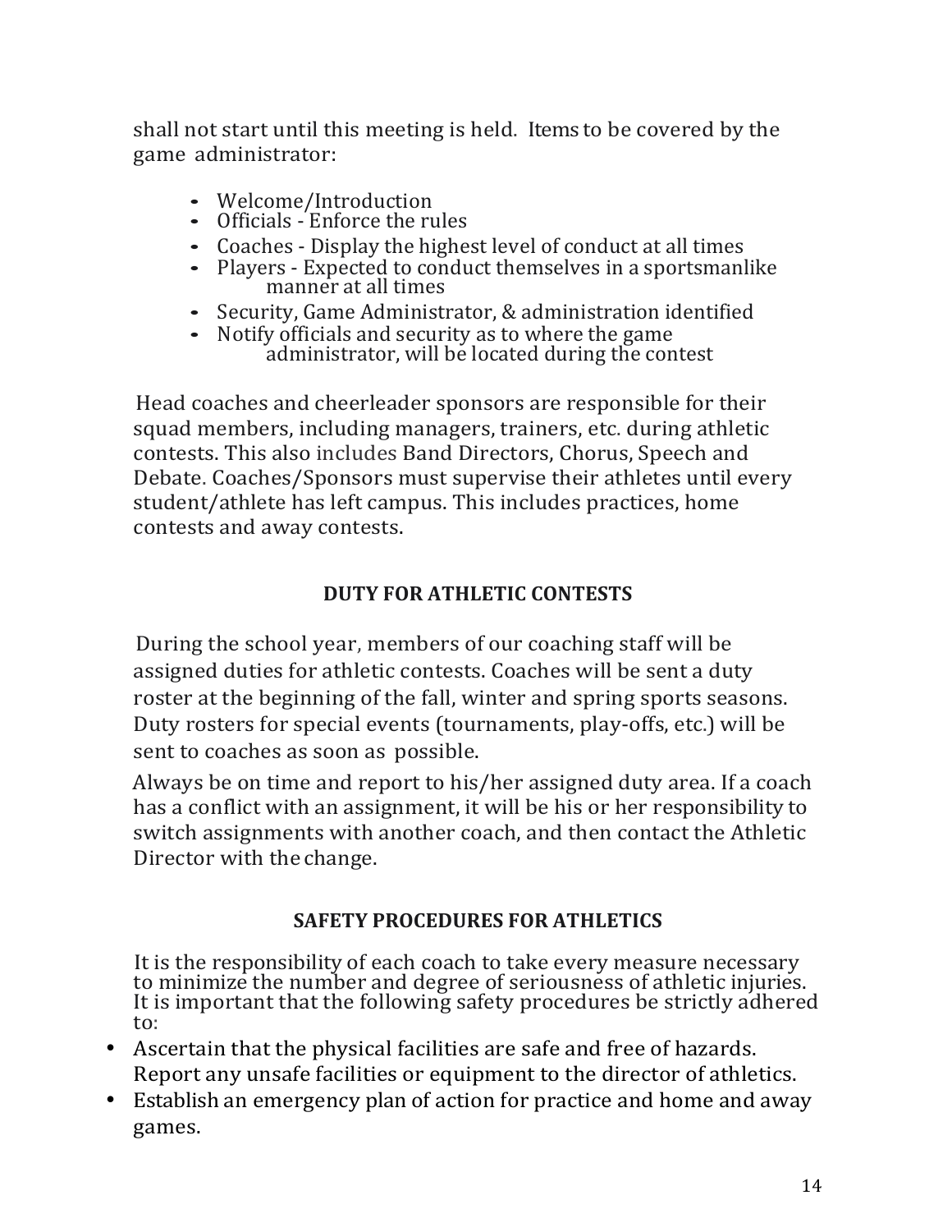shall not start until this meeting is held. Items to be covered by the game administrator:

- Welcome/Introduction
- Officials - Enforce the rules
- Coaches - Display the highest level of conduct at all times
- Players - Expected to conduct themselves in a sportsmanlike manner at all times
- Security, Game Administrator, & administration identified
- Notify officials and security as to where the game administrator, will be located during the contest

Head coaches and cheerleader sponsors are responsible for their squad members, including managers, trainers, etc. during athletic contests. This also includes Band Directors, Chorus, Speech and Debate. Coaches/Sponsors must supervise their athletes until every student/athlete has left campus. This includes practices, home contests and away contests.

## DUTY FOR ATHLETIC CONTESTS

During the school year, members of our coaching staff will be assigned duties for athletic contests. Coaches will be sent a duty roster at the beginning of the fall, winter and spring sports seasons. Duty rosters for special events (tournaments, play-offs, etc.) will be sent to coaches as soon as possible.

Always be on time and report to his/her assigned duty area. If a coach has a conflict with an assignment, it will be his or her responsibility to switch assignments with another coach, and then contact the Athletic Director with the change.

## SAFETY PROCEDURES FOR ATHLETICS

It is the responsibility of each coach to take every measure necessary to minimize the number and degree of seriousness of athletic injuries. It is important that the following safety procedures be strictly adhered to:

- Ascertain that the physical facilities are safe and free of hazards. Report any unsafe facilities or equipment to the director of athletics.
- Establish an emergency plan of action for practice and home and away games.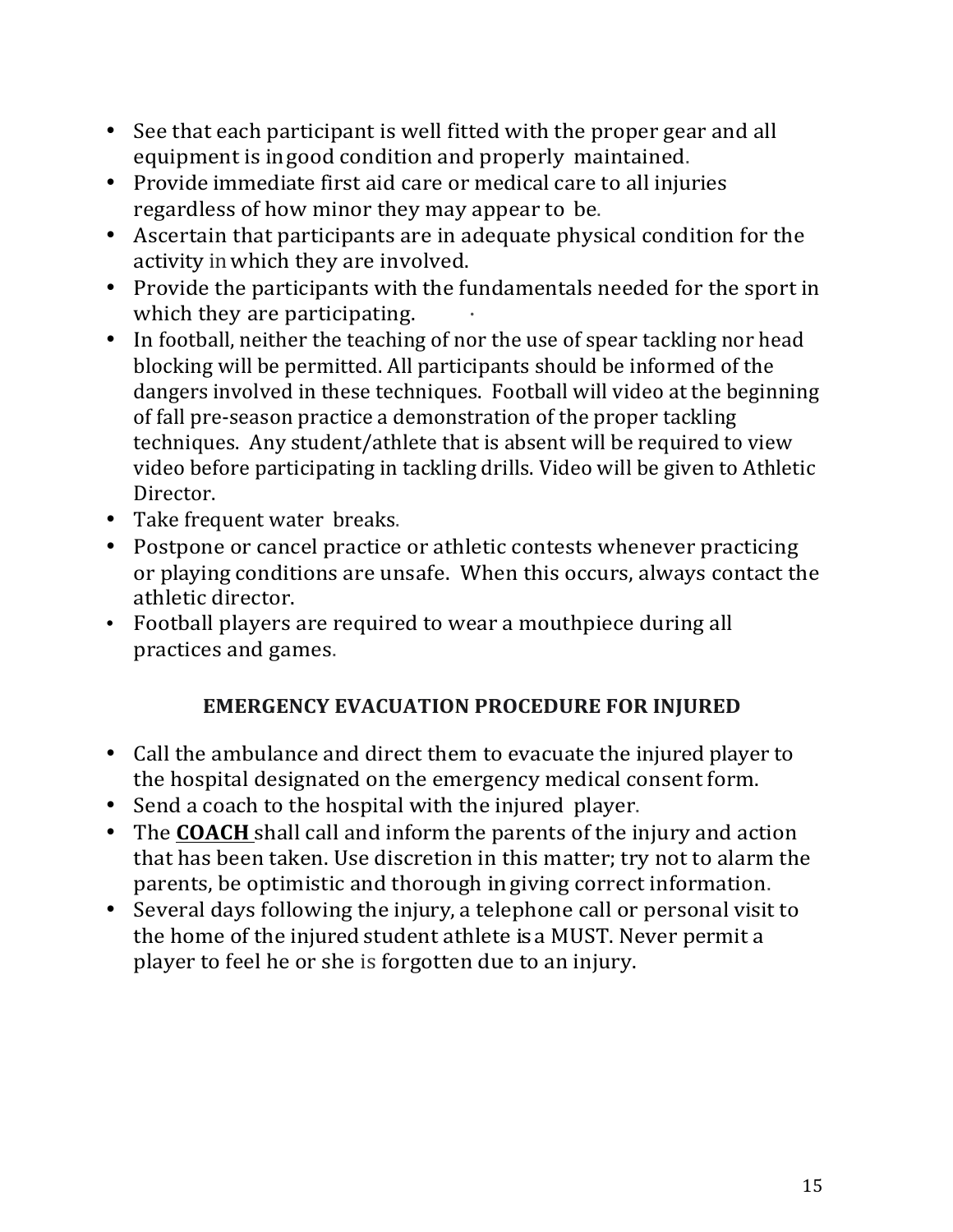- See that each participant is well fitted with the proper gear and all equipment is in good condition and properly maintained.
- Provide immediate first aid care or medical care to all injuries regardless of how minor they may appear to be.
- Ascertain that participants are in adequate physical condition for the activity in which they are involved.
- Provide the participants with the fundamentals needed for the sport in which they are participating.
- In football, neither the teaching of nor the use of spear tackling nor head blocking will be permitted. All participants should be informed of the dangers involved in these techniques. Football will video at the beginning of fall pre-season practice a demonstration of the proper tackling techniques. Any student/athlete that is absent will be required to view video before participating in tackling drills. Video will be given to Athletic Director.
- Take frequent water breaks.
- Postpone or cancel practice or athletic contests whenever practicing or playing conditions are unsafe. When this occurs, always contact the athletic director.
- Football players are required to wear a mouthpiece during all practices and games.

## EMERGENCY EVACUATION PROCEDURE FOR INJURED

- Call the ambulance and direct them to evacuate the injured player to the hospital designated on the emergency medical consent form.
- Send a coach to the hospital with the injured player.
- The **COACH** shall call and inform the parents of the injury and action that has been taken. Use discretion in this matter; try not to alarm the parents, be optimistic and thorough in giving correct information.
- Several days following the injury, a telephone call or personal visit to the home of the injured student athlete is a MUST. Never permit a player to feel he or she is forgotten due to an injury.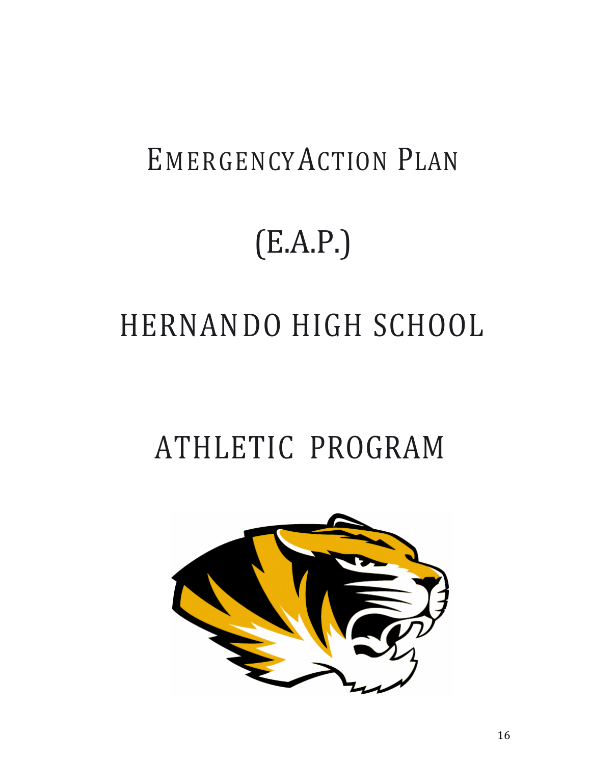# EMERGENCY ACTION PLAN

# (E.A.P.)

# HERNANDO HIGH SCHOOL

# ATHLETIC PROGRAM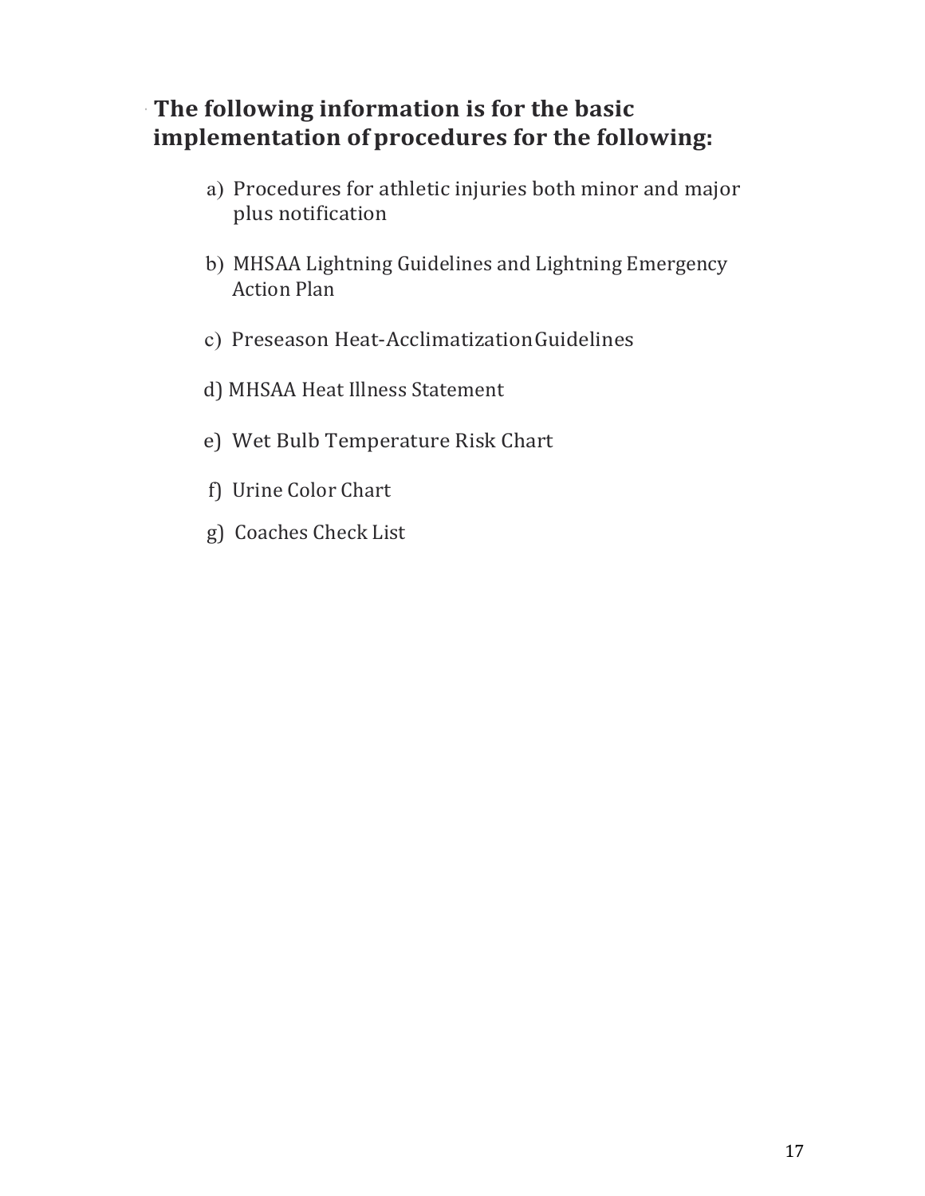## The following information is for the basic implementation of procedures for the following:

a) Procedures for athletic injuries both minor and major plus notification

b) MHSAA Lightning Guidelines and Lightning Emergency Action Plan

c) Preseason Heat-Acclimatization Guidelines

d) MHSAA Heat Illness Statement

e) Wet Bulb Temperature Risk Chart

f) Urine Color Chart

g) Coaches Check List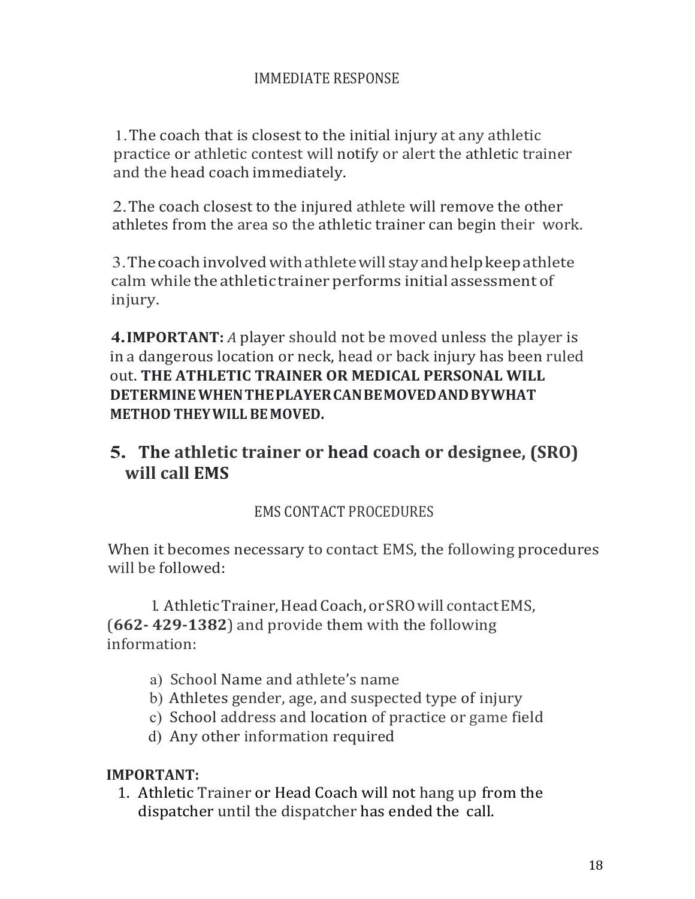## IMMEDIATE RESPONSE

1. The coach that is closest to the initial injury at any athletic practice or athletic contest will notify or alert the athletic trainer and the head coach immediately.

2. The coach closest to the injured athlete will remove the other athletes from the area so the athletic trainer can begin their work.

3. The coach involved with athlete will stay and help keep athlete calm while the athletic trainer performs initial assessment of injury.

**4. IMPORTANT:** *A* player should not be moved unless the player is in a dangerous location or neck, head or back injury has been ruled out. **THE ATHLETIC TRAINER OR MEDICAL PERSONAL WILL DETERMINE WHEN THE PLAYER CAN BE MOVED AND BY WHAT METHOD THEY WILL BE MOVED.**

### 5. The athletic trainer or head coach or designee, (SRO) will call EMS

## EMS CONTACT PROCEDURES

When it becomes necessary to contact EMS, the following procedures will be followed:

1. Athletic Trainer, Head Coach, or SRO will contact EMS, (**662- 429-1382**) and provide them with the following information:

   a) School Name and athlete's name
   b) Athletes gender, age, and suspected type of injury
   c) School address and location of practice or game field
   d) Any other information required

**IMPORTANT:**

1. Athletic Trainer or Head Coach will not hang up from the dispatcher until the dispatcher has ended the call.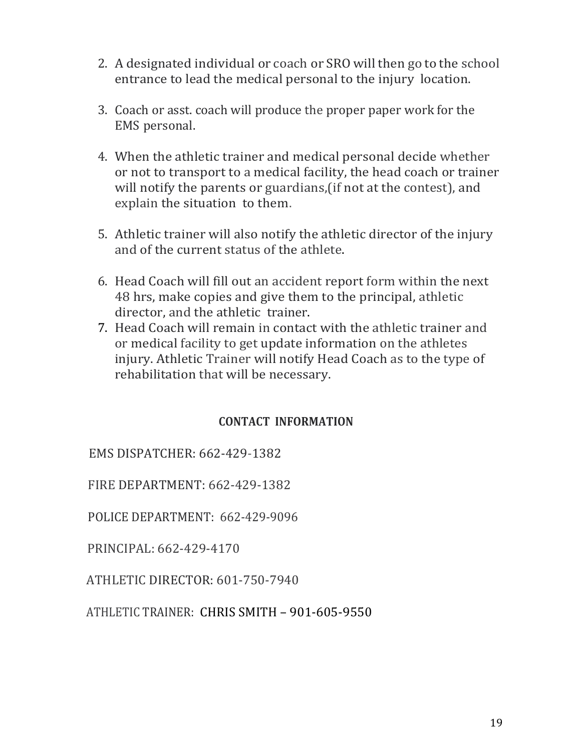2. A designated individual or coach or SRO will then go to the school entrance to lead the medical personal to the injury location.

3. Coach or asst. coach will produce the proper paper work for the EMS personal.

4. When the athletic trainer and medical personal decide whether or not to transport to a medical facility, the head coach or trainer will notify the parents or guardians,(if not at the contest), and explain the situation to them.

5. Athletic trainer will also notify the athletic director of the injury and of the current status of the athlete.

6. Head Coach will fill out an accident report form within the next 48 hrs, make copies and give them to the principal, athletic director, and the athletic trainer.
7. Head Coach will remain in contact with the athletic trainer and or medical facility to get update information on the athletes injury. Athletic Trainer will notify Head Coach as to the type of rehabilitation that will be necessary.

**CONTACT INFORMATION**

EMS DISPATCHER: 662-429-1382

FIRE DEPARTMENT: 662-429-1382

POLICE DEPARTMENT: 662-429-9096

PRINCIPAL: 662-429-4170

ATHLETIC DIRECTOR: 601-750-7940

ATHLETIC TRAINER: CHRIS SMITH – 901-605-9550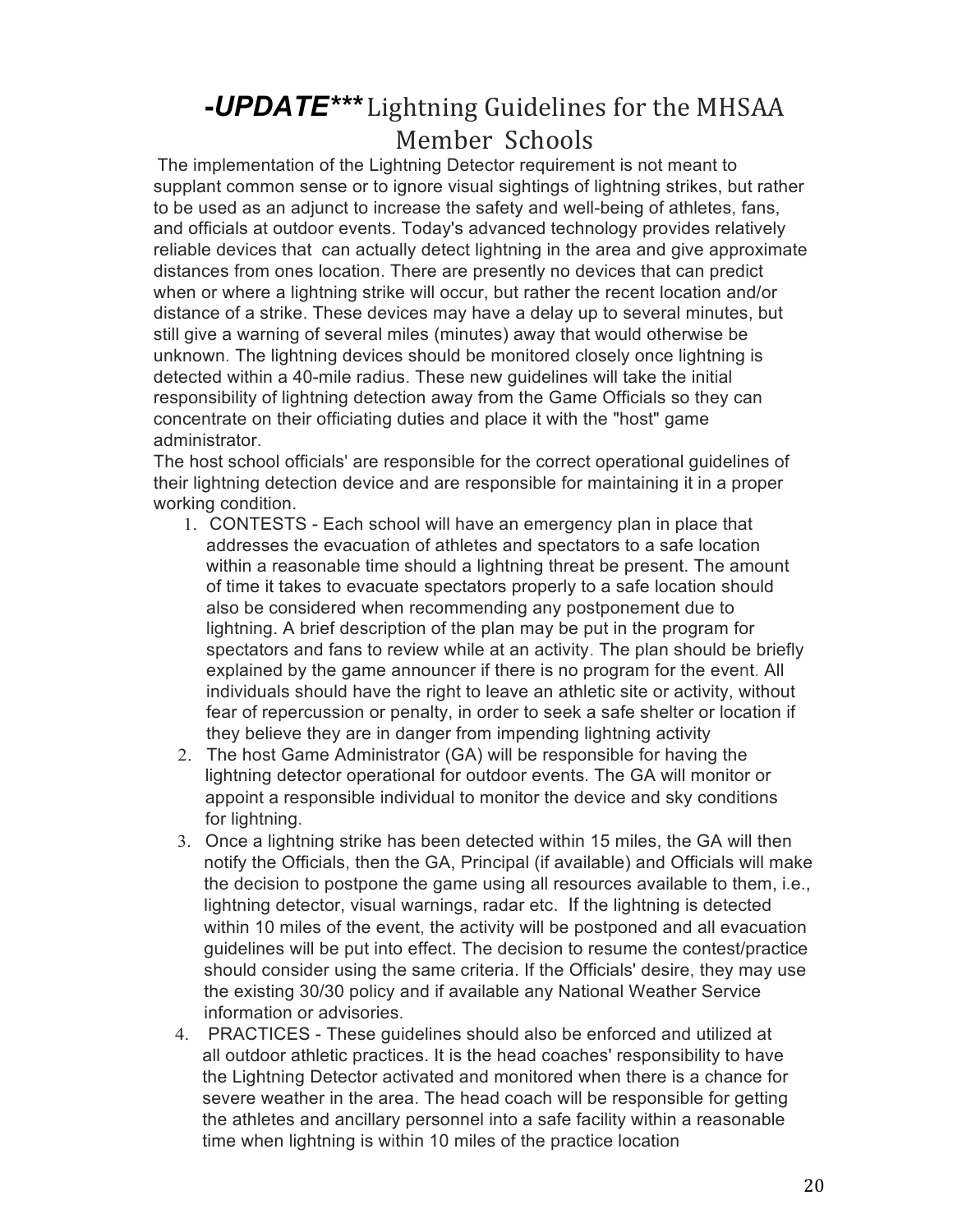# ***-UPDATE**** Lightning Guidelines for the MHSAA Member Schools

The implementation of the Lightning Detector requirement is not meant to supplant common sense or to ignore visual sightings of lightning strikes, but rather to be used as an adjunct to increase the safety and well-being of athletes, fans, and officials at outdoor events. Today's advanced technology provides relatively reliable devices that can actually detect lightning in the area and give approximate distances from ones location. There are presently no devices that can predict when or where a lightning strike will occur, but rather the recent location and/or distance of a strike. These devices may have a delay up to several minutes, but still give a warning of several miles (minutes) away that would otherwise be unknown. The lightning devices should be monitored closely once lightning is detected within a 40-mile radius. These new guidelines will take the initial responsibility of lightning detection away from the Game Officials so they can concentrate on their officiating duties and place it with the "host" game administrator.

The host school officials' are responsible for the correct operational guidelines of their lightning detection device and are responsible for maintaining it in a proper working condition.

1. CONTESTS - Each school will have an emergency plan in place that addresses the evacuation of athletes and spectators to a safe location within a reasonable time should a lightning threat be present. The amount of time it takes to evacuate spectators properly to a safe location should also be considered when recommending any postponement due to lightning. A brief description of the plan may be put in the program for spectators and fans to review while at an activity. The plan should be briefly explained by the game announcer if there is no program for the event. All individuals should have the right to leave an athletic site or activity, without fear of repercussion or penalty, in order to seek a safe shelter or location if they believe they are in danger from impending lightning activity
2. The host Game Administrator (GA) will be responsible for having the lightning detector operational for outdoor events. The GA will monitor or appoint a responsible individual to monitor the device and sky conditions for lightning.
3. Once a lightning strike has been detected within 15 miles, the GA will then notify the Officials, then the GA, Principal (if available) and Officials will make the decision to postpone the game using all resources available to them, i.e., lightning detector, visual warnings, radar etc. If the lightning is detected within 10 miles of the event, the activity will be postponed and all evacuation guidelines will be put into effect. The decision to resume the contest/practice should consider using the same criteria. If the Officials' desire, they may use the existing 30/30 policy and if available any National Weather Service information or advisories.
4. PRACTICES - These guidelines should also be enforced and utilized at all outdoor athletic practices. It is the head coaches' responsibility to have the Lightning Detector activated and monitored when there is a chance for severe weather in the area. The head coach will be responsible for getting the athletes and ancillary personnel into a safe facility within a reasonable time when lightning is within 10 miles of the practice location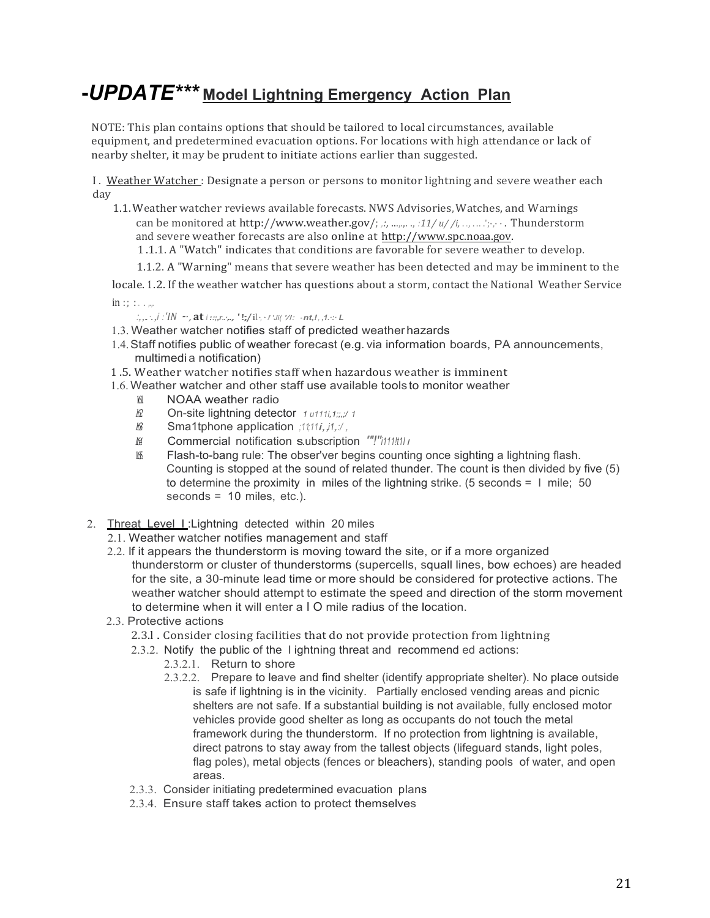# *-UPDATE****** Model Lightning Emergency Action Plan

NOTE: This plan contains options that should be tailored to local circumstances, available equipment, and predetermined evacuation options. For locations with high attendance or lack of nearby shelter, it may be prudent to initiate actions earlier than suggested.

1. Weather Watcher: Designate a person or persons to monitor lightning and severe weather each day
   - 1.1. Weather watcher reviews available forecasts. NWS Advisories, Watches, and Warnings can be monitored at http://www.weather.gov/. Thunderstorm and severe weather forecasts are also online at http://www.spc.noaa.gov.
     - 1.1.1. A "Watch" indicates that conditions are favorable for severe weather to develop.
     - 1.1.2. A "Warning" means that severe weather has been detected and may be imminent to the locale.
   - 1.2. If the weather watcher has questions about a storm, contact the National Weather Service in
   - 1.3. Weather watcher notifies staff of predicted weather hazards
   - 1.4. Staff notifies public of weather forecast (e.g. via information boards, PA announcements, multimedia notification)
   - 1.5. Weather watcher notifies staff when hazardous weather is imminent
   - 1.6. Weather watcher and other staff use available tools to monitor weather
     - 1.6.1. NOAA weather radio
     - 1.6.2. On-site lightning detector
     - 1.6.3. Smartphone application
     - 1.6.4. Commercial notification subscription
     - 1.6.5. Flash-to-bang rule: The observer begins counting once sighting a lightning flash. Counting is stopped at the sound of related thunder. The count is then divided by five (5) to determine the proximity in miles of the lightning strike. (5 seconds = 1 mile; 50 seconds = 10 miles, etc.).

2. Threat Level I: Lightning detected within 20 miles
   - 2.1. Weather watcher notifies management and staff
   - 2.2. If it appears the thunderstorm is moving toward the site, or if a more organized thunderstorm or cluster of thunderstorms (supercells, squall lines, bow echoes) are headed for the site, a 30-minute lead time or more should be considered for protective actions. The weather watcher should attempt to estimate the speed and direction of the storm movement to determine when it will enter a 10 mile radius of the location.
   - 2.3. Protective actions
     - 2.3.1. Consider closing facilities that do not provide protection from lightning
     - 2.3.2. Notify the public of the lightning threat and recommended actions:
       - 2.3.2.1. Return to shore
       - 2.3.2.2. Prepare to leave and find shelter (identify appropriate shelter). No place outside is safe if lightning is in the vicinity. Partially enclosed vending areas and picnic shelters are not safe. If a substantial building is not available, fully enclosed motor vehicles provide good shelter as long as occupants do not touch the metal framework during the thunderstorm. If no protection from lightning is available, direct patrons to stay away from the tallest objects (lifeguard stands, light poles, flag poles), metal objects (fences or bleachers), standing pools of water, and open areas.
     - 2.3.3. Consider initiating predetermined evacuation plans
     - 2.3.4. Ensure staff takes action to protect themselves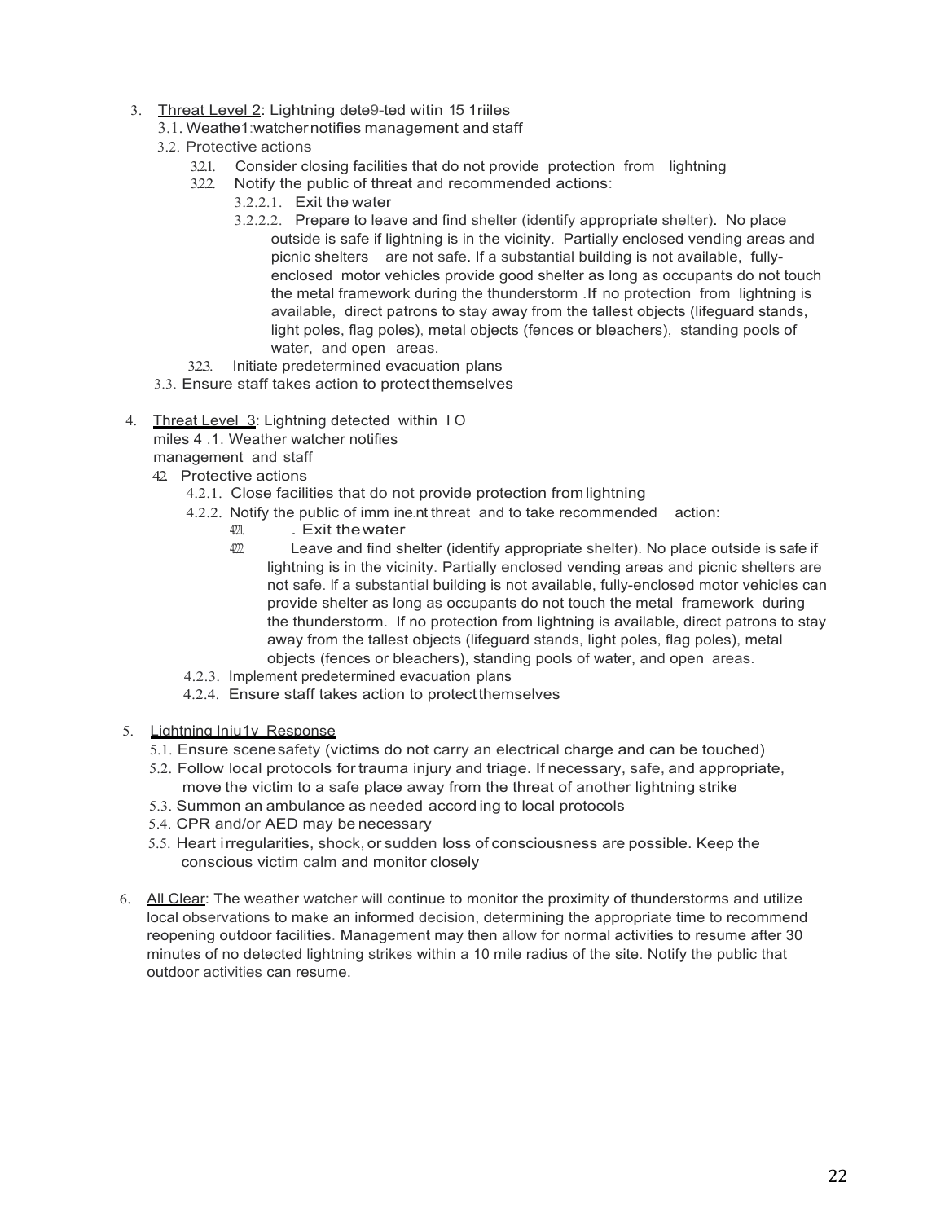3. <u>Threat Level 2</u>: Lightning dete9-ted witin 15 1riiles
   3.1. Weathe1:watcher notifies management and staff
   3.2. Protective actions
      3.2.1. Consider closing facilities that do not provide protection from lightning
      3.2.2. Notify the public of threat and recommended actions:
         3.2.2.1. Exit the water
         3.2.2.2. Prepare to leave and find shelter (identify appropriate shelter). No place outside is safe if lightning is in the vicinity. Partially enclosed vending areas and picnic shelters are not safe. If a substantial building is not available, fully-enclosed motor vehicles provide good shelter as long as occupants do not touch the metal framework during the thunderstorm .If no protection from lightning is available, direct patrons to stay away from the tallest objects (lifeguard stands, light poles, flag poles), metal objects (fences or bleachers), standing pools of water, and open areas.
      3.2.3. Initiate predetermined evacuation plans
   3.3. Ensure staff takes action to protect themselves

4. <u>Threat Level 3</u>: Lightning detected within I O miles 4 .1. Weather watcher notifies management and staff
   4.2. Protective actions
      4.2.1. Close facilities that do not provide protection from lightning
      4.2.2. Notify the public of imm ine.nt threat and to take recommended action:
         4.2.2.1. . Exit the water
         4.2.2.2. Leave and find shelter (identify appropriate shelter). No place outside is safe if lightning is in the vicinity. Partially enclosed vending areas and picnic shelters are not safe. If a substantial building is not available, fully-enclosed motor vehicles can provide shelter as long as occupants do not touch the metal framework during the thunderstorm. If no protection from lightning is available, direct patrons to stay away from the tallest objects (lifeguard stands, light poles, flag poles), metal objects (fences or bleachers), standing pools of water, and open areas.
      4.2.3. Implement predetermined evacuation plans
      4.2.4. Ensure staff takes action to protect themselves

5. <u>Lightning Inju1y Response</u>
   5.1. Ensure scene safety (victims do not carry an electrical charge and can be touched)
   5.2. Follow local protocols for trauma injury and triage. If necessary, safe, and appropriate, move the victim to a safe place away from the threat of another lightning strike
   5.3. Summon an ambulance as needed accord ing to local protocols
   5.4. CPR and/or AED may be necessary
   5.5. Heart i rregularities, shock, or sudden loss of consciousness are possible. Keep the conscious victim calm and monitor closely

6. <u>All Clear</u>: The weather watcher will continue to monitor the proximity of thunderstorms and utilize local observations to make an informed decision, determining the appropriate time to recommend reopening outdoor facilities. Management may then allow for normal activities to resume after 30 minutes of no detected lightning strikes within a 10 mile radius of the site. Notify the public that outdoor activities can resume.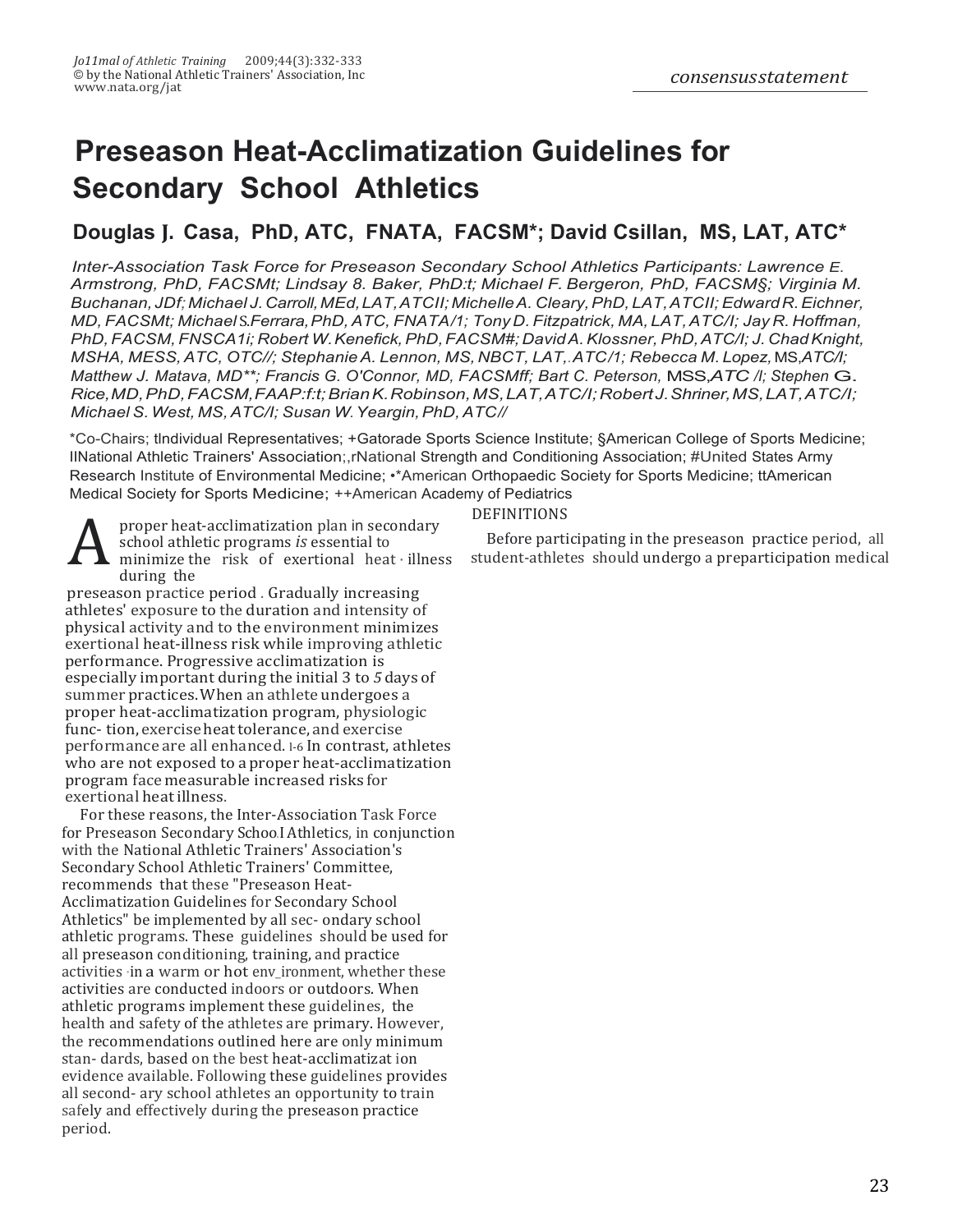*consensusstatement*

# Preseason Heat-Acclimatization Guidelines for Secondary School Athletics

## Douglas J. Casa, PhD, ATC, FNATA, FACSM*; David Csillan, MS, LAT, ATC*

*Inter-Association Task Force for Preseason Secondary School Athletics Participants: Lawrence E. Armstrong, PhD, FACSMt; Lindsay 8. Baker, PhD:t; Michael F. Bergeron, PhD, FACSM§; Virginia M. Buchanan, JDf; Michael J. Carroll, MEd, LAT, ATCII; Michelle A. Cleary, PhD, LAT, ATCII; Edward R. Eichner, MD, FACSMt; Michael S. Ferrara, PhD, ATC, FNATA/1; Tony D. Fitzpatrick, MA, LAT, ATC/I; Jay R. Hoffman, PhD, FACSM, FNSCA1i; Robert W. Kenefick, PhD, FACSM#; David A. Klossner, PhD, ATC/I; J. Chad Knight, MSHA, MESS, ATC, OTC//; Stephanie A. Lennon, MS, NBCT, LAT,.ATC/1; Rebecca M. Lopez, MS, ATC/I; Matthew J. Matava, MD**; Francis G. O'Connor, MD, FACSMff; Bart C. Peterson, MSS, ATC /I; Stephen G. Rice, MD, PhD, FACSM, FAAP:f:t; Brian K. Robinson, MS, LAT, ATC/I; Robert J. Shriner, MS, LAT, ATC/I; Michael S. West, MS, ATC/I; Susan W. Yeargin, PhD, ATC//*

*Co-Chairs; tIndividual Representatives; +Gatorade Sports Science Institute; §American College of Sports Medicine; IINational Athletic Trainers' Association;,rNational Strength and Conditioning Association; #United States Army Research Institute of Environmental Medicine; •*American Orthopaedic Society for Sports Medicine; ttAmerican Medical Society for Sports Medicine; ++American Academy of Pediatrics

A proper heat-acclimatization plan in secondary school athletic programs *is* essential to minimize the risk of exertional heat-illness during the preseason practice period. Gradually increasing athletes' exposure to the duration and intensity of physical activity and to the environment minimizes exertional heat-illness risk while improving athletic performance. Progressive acclimatization is especially important during the initial 3 to *5* days of summer practices. When an athlete undergoes a proper heat-acclimatization program, physiologic function, exercise heat tolerance, and exercise performance are all enhanced.[1-6] In contrast, athletes who are not exposed to a proper heat-acclimatization program face measurable increased risks for exertional heat illness.

For these reasons, the Inter-Association Task Force for Preseason Secondary School Athletics, in conjunction with the National Athletic Trainers' Association's Secondary School Athletic Trainers' Committee, recommends that these "Preseason Heat-Acclimatization Guidelines for Secondary School Athletics" be implemented by all secondary school athletic programs. These guidelines should be used for all preseason conditioning, training, and practice activities in a warm or hot environment, whether these activities are conducted indoors or outdoors. When athletic programs implement these guidelines, the health and safety of the athletes are primary. However, the recommendations outlined here are only minimum standards, based on the best heat-acclimatization evidence available. Following these guidelines provides all secondary school athletes an opportunity to train safely and effectively during the preseason practice period.

### DEFINITIONS

Before participating in the preseason practice period, all student-athletes should undergo a preparticipation medical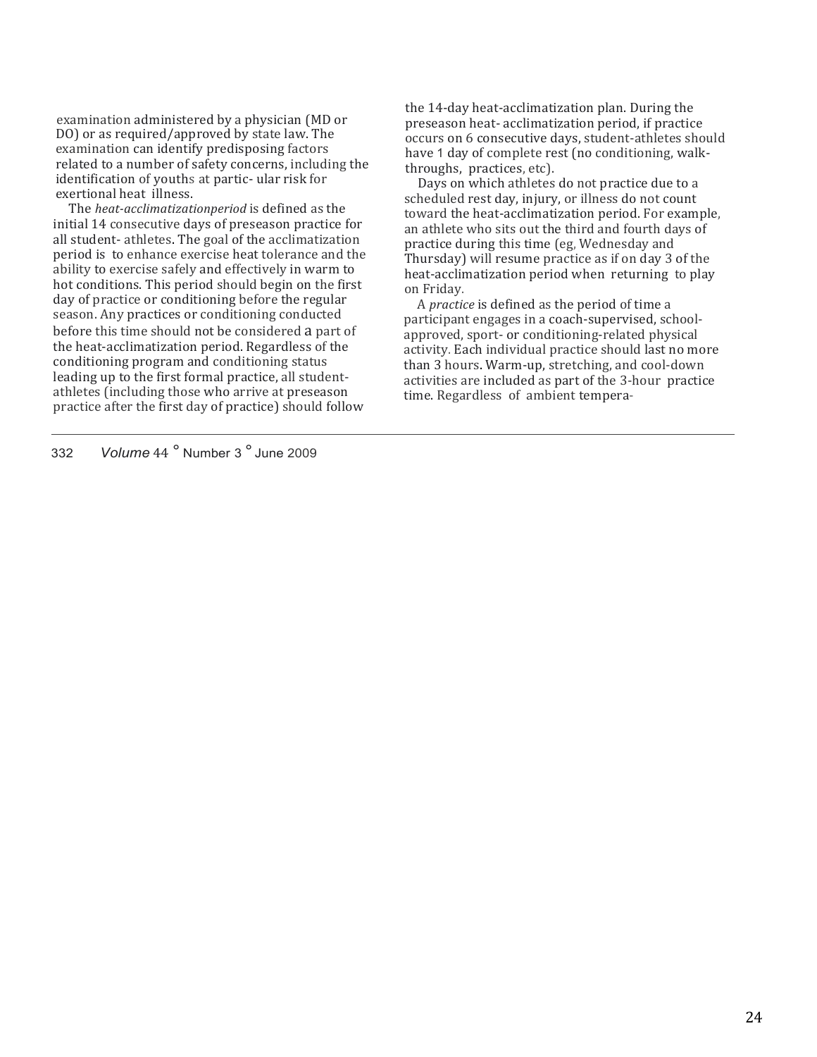examination administered by a physician (MD or DO) or as required/approved by state law. The examination can identify predisposing factors related to a number of safety concerns, including the identification of youths at partic- ular risk for exertional heat illness.

The *heat-acclimatizationperiod* is defined as the initial 14 consecutive days of preseason practice for all student- athletes. The goal of the acclimatization period is to enhance exercise heat tolerance and the ability to exercise safely and effectively in warm to hot conditions. This period should begin on the first day of practice or conditioning before the regular season. Any practices or conditioning conducted before this time should not be considered a part of the heat-acclimatization period. Regardless of the conditioning program and conditioning status leading up to the first formal practice, all student-athletes (including those who arrive at preseason practice after the first day of practice) should follow the 14-day heat-acclimatization plan. During the preseason heat- acclimatization period, if practice occurs on 6 consecutive days, student-athletes should have 1 day of complete rest (no conditioning, walk-throughs, practices, etc).

Days on which athletes do not practice due to a scheduled rest day, injury, or illness do not count toward the heat-acclimatization period. For example, an athlete who sits out the third and fourth days of practice during this time (eg, Wednesday and Thursday) will resume practice as if on day 3 of the heat-acclimatization period when returning to play on Friday.

A *practice* is defined as the period of time a participant engages in a coach-supervised, school-approved, sport- or conditioning-related physical activity. Each individual practice should last no more than 3 hours. Warm-up, stretching, and cool-down activities are included as part of the 3-hour practice time. Regardless of ambient tempera-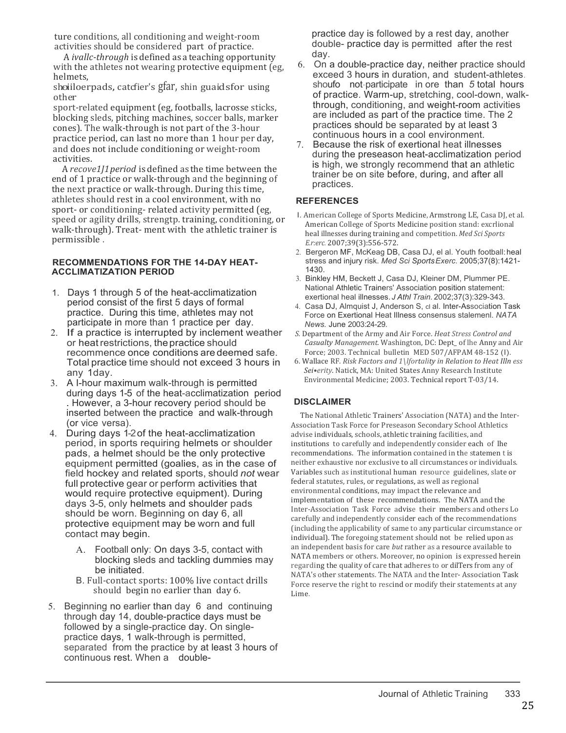ture conditions, all conditioning and weight-room activities should be considered part of practice.

A *ivallc-through* is defined as a teaching opportunity with the athletes not wearing protective equipment (eg, helmets, shoiiloerpads, catcfier's gfar, shin guaidsfor using other sport-related equipment (eg, footballs, lacrosse sticks, blocking sleds, pitching machines, soccer balls, marker cones). The walk-through is not part of the 3-hour practice period, can last no more than 1 hour per day, and does not include conditioning or weight-room activities.

A *recove1J1period* is defined as the time between the end of 1 practice or walk-through and the beginning of the next practice or walk-through. During this time, athletes should rest in a cool environment, with no sport- or conditioning- related activity permitted (eg, speed or agility drills, strengtp. training, conditioning, or walk-through). Treat- ment with the athletic trainer is permissible .

### RECOMMENDATIONS FOR THE 14-DAY HEAT-ACCLIMATIZATION PERIOD

1. Days 1 through 5 of the heat-acclimatization period consist of the first 5 days of formal practice. During this time, athletes may not participate in more than 1 practice per day.
2. If a practice is interrupted by inclement weather or heat restrictions, the practice should recommence once conditions are deemed safe. Total practice time should not exceed 3 hours in any 1day.
3. A I-hour maximum walk-through is permitted during days 1-5 of the heat-acclimatization period . However, a 3-hour recovery period should be inserted between the practice and walk-through (or vice versa).
4. During days 1-2 of the heat-acclimatization period, in sports requiring helmets or shoulder pads, a helmet should be the only protective equipment permitted (goalies, as in the case of field hockey and related sports, should *not* wear full protective gear or perform activities that would require protective equipment). During days 3-5, only helmets and shoulder pads should be worn. Beginning on day 6, all protective equipment may be worn and full contact may begin.
   - A. Football only: On days 3-5, contact with blocking sleds and tackling dummies may be initiated.
   - B. Full-contact sports: 100% live contact drills should begin no earlier than day 6.
5. Beginning no earlier than day 6 and continuing through day 14, double-practice days must be followed by a single-practice day. On single-practice days, 1 walk-through is permitted, separated from the practice by at least 3 hours of continuous rest. When a double-practice day is followed by a rest day, another double- practice day is permitted after the rest day.
6. On a double-practice day, neither practice should exceed 3 hours in duration, and student-athletes. shoufo not-participate in ore than *5* total hours of practice. Warm-up, stretching, cool-down, walk-through, conditioning, and weight-room activities are included as part of the practice time. The 2 practices should be separated by at least 3 continuous hours in a cool environment.
7. Because the risk of exertional heat illnesses during the preseason heat-acclimatization period is high, we strongly recommend that an athletic trainer be on site before, during, and after all practices.

### REFERENCES

1. American College of Sports Medicine, Armstrong LE, Casa DJ, et al. American College of Sports Medicine position stand: excrlional heal illnesses during training and competition. *Med Sci Sports E.r:erc.* 2007;39(3):556-572.
2. Bergeron MF, McKeag DB, Casa DJ, el al. Youth football: heal stress and injury risk. *Med Sci Sports Exerc.* 2005;37(8):1421-1430.
3. Binkley HM, Beckett J, Casa DJ, Kleiner DM, Plummer PE. National Athletic Trainers' Association position statement: exertional heal illnesses. *J Athl Train.* 2002;37(3):329-343.
4. Casa DJ, Almquist J, Anderson S, cl al. Inter-Association Task Force on Exertional Heat Illness consensus stalemenl. *NATA News.* June 2003:24-29.
5. Department of the Army and Air Force. *Heat Stress Control and Casualty Management.* Washington, DC: Dept_ of lhe Anny and Air Force; 2003. Technical bulletin MED 507/AFPAM 48-152 (I).
6. Wallace RF. *Risk Factors and 1\lfortality in Relation to Heat Illn ess Sei•erity.* Natick, MA: United States Anny Research Institute Environmental Medicine; 2003. Technical report T-03/14.

### DISCLAIMER

The National Athletic Trainers' Association (NATA) and the Inter-Association Task Force for Preseason Secondary School Athletics advise individuals, schools, athletic training facilities, and institutions to carefully and independently consider each of lhe recommendations. The information contained in the statemen t is neither exhaustive nor exclusive to all circumstances or individuals. Variables such as institutional human resource guidelines, slate or federal statutes, rules, or regulations, as well as regional environmental conditions, may impact the relevance and implementation of these recommendations. The NATA and the Inter-Association Task Force advise their members and others Lo carefully and independently consider each of the recommendations (including the applicability of same to any particular circumstance or individual). The foregoing statement should not be relied upon as an independent basis for care *but* rather as a resource available to NATA members or others. Moreover, no opinion is expressed herein regarding the quality of care that adheres to or dilTers from any of NATA's other statements. The NATA and the Inter- Association Task Force reserve the right to rescind or modify their statements at any Lime.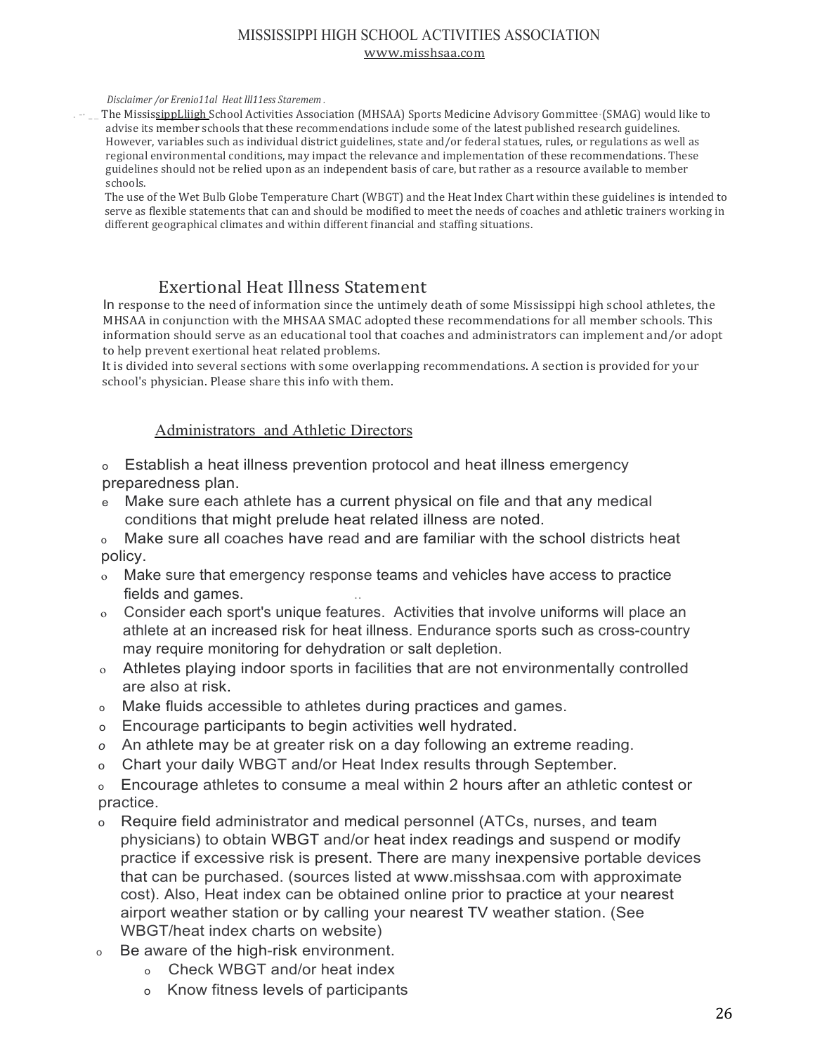MISSISSIPPI HIGH SCHOOL ACTIVITIES ASSOCIATION
www.misshsaa.com

*Disclaimer /or Erenio11al Heat Ill11ess Staremem .*

The MississippLliigh School Activities Association (MHSAA) Sports Medicine Advisory Gommittee (SMAG) would like to advise its member schools that these recommendations include some of the latest published research guidelines. However, variables such as individual district guidelines, state and/or federal statues, rules, or regulations as well as regional environmental conditions, may impact the relevance and implementation of these recommendations. These guidelines should not be relied upon as an independent basis of care, but rather as a resource available to member schools.

The use of the Wet Bulb Globe Temperature Chart (WBGT) and the Heat Index Chart within these guidelines is intended to serve as flexible statements that can and should be modified to meet the needs of coaches and athletic trainers working in different geographical climates and within different financial and staffing situations.

## Exertional Heat Illness Statement

In response to the need of information since the untimely death of some Mississippi high school athletes, the MHSAA in conjunction with the MHSAA SMAC adopted these recommendations for all member schools. This information should serve as an educational tool that coaches and administrators can implement and/or adopt to help prevent exertional heat related problems.

It is divided into several sections with some overlapping recommendations. A section is provided for your school's physician. Please share this info with them.

### Administrators and Athletic Directors

- Establish a heat illness prevention protocol and heat illness emergency preparedness plan.
- Make sure each athlete has a current physical on file and that any medical conditions that might prelude heat related illness are noted.
- Make sure all coaches have read and are familiar with the school districts heat policy.
- Make sure that emergency response teams and vehicles have access to practice fields and games.
- Consider each sport's unique features. Activities that involve uniforms will place an athlete at an increased risk for heat illness. Endurance sports such as cross-country may require monitoring for dehydration or salt depletion.
- Athletes playing indoor sports in facilities that are not environmentally controlled are also at risk.
- Make fluids accessible to athletes during practices and games.
- Encourage participants to begin activities well hydrated.
- An athlete may be at greater risk on a day following an extreme reading.
- Chart your daily WBGT and/or Heat Index results through September.
- Encourage athletes to consume a meal within 2 hours after an athletic contest or practice.
- Require field administrator and medical personnel (ATCs, nurses, and team physicians) to obtain WBGT and/or heat index readings and suspend or modify practice if excessive risk is present. There are many inexpensive portable devices that can be purchased. (sources listed at www.misshsaa.com with approximate cost). Also, Heat index can be obtained online prior to practice at your nearest airport weather station or by calling your nearest TV weather station. (See WBGT/heat index charts on website)
- Be aware of the high-risk environment.
  - Check WBGT and/or heat index
  - Know fitness levels of participants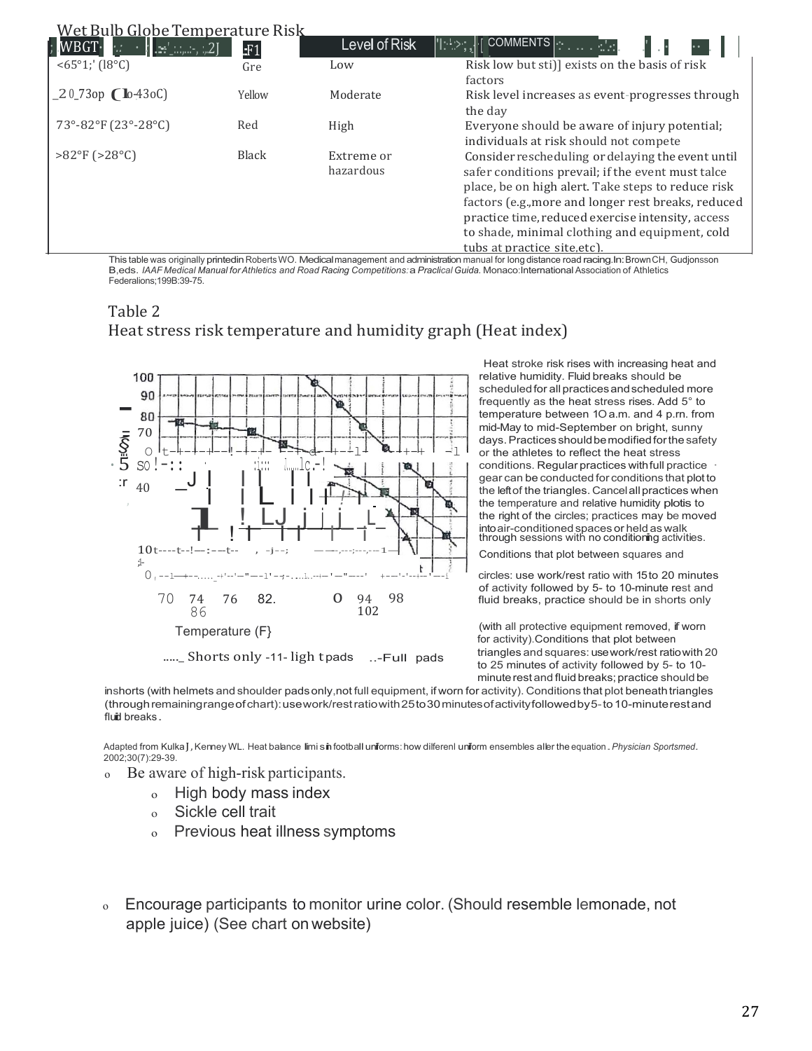Wet Bulb Globe Temperature Risk

| WBGT | Flag | Level of Risk | Comments |
| --- | --- | --- | --- |
| <65°F (18°C) | Green | Low | Risk low but still exists on the basis of risk factors |
| 65°-73°F (18°-23°C) | Yellow | Moderate | Risk level increases as event progresses through the day |
| 73°-82°F (23°-28°C) | Red | High | Everyone should be aware of injury potential; individuals at risk should not compete |
| >82°F (>28°C) | Black | Extreme or hazardous | Consider rescheduling or delaying the event until safer conditions prevail; if the event must take place, be on high alert. Take steps to reduce risk factors (e.g.,more and longer rest breaks, reduced practice time, reduced exercise intensity, access to shade, minimal clothing and equipment, cold tubs at practice site,etc). |

This table was originally printed in Roberts WO. Medical management and administration manual for long distance road racing. In: Brown CH, Gudjonsson B,eds. *IAAF Medical Manual for Athletics and Road Racing Competitions: a Practical Guide.* Monaco: International Association of Athletics Federations;1998:39-75.

Table 2
Heat stress risk temperature and humidity graph (Heat index)

Temperature (F)

Shorts only — light pads — Full pads

Heat stroke risk rises with increasing heat and relative humidity. Fluid breaks should be scheduled for all practices and scheduled more frequently as the heat stress rises. Add 5° to temperature between 10 a.m. and 4 p.m. from mid-May to mid-September on bright, sunny days. Practices should be modified for the safety of the athletes to reflect the heat stress conditions. Regular practices with full practice gear can be conducted for conditions that plot to the left of the triangles. Cancel all practices when the temperature and relative humidity plot is to the right of the circles; practices may be moved into air-conditioned spaces or held as walk through sessions with no conditioning activities. Conditions that plot between squares and circles: use work/rest ratio with 15 to 20 minutes of activity followed by 5- to 10-minute rest and fluid breaks, practice should be in shorts only (with all protective equipment removed, if worn for activity). Conditions that plot between triangles and squares: use work/rest ratio with 20 to 25 minutes of activity followed by 5- to 10-minute rest and fluid breaks; practice should be in shorts (with helmets and shoulder pads only, not full equipment, if worn for activity). Conditions that plot beneath triangles (through remaining range of chart): use work/rest ratio with 25 to 30 minutes of activity followed by 5- to 10-minute rest and fluid breaks.

Adapted from Kulka J, Kenney WL. Heat balance limits in football uniforms: how different uniform ensembles alter the equation. *Physician Sportsmed*. 2002;30(7):29-39.

- Be aware of high-risk participants.
  - High body mass index
  - Sickle cell trait
  - Previous heat illness symptoms

- Encourage participants to monitor urine color. (Should resemble lemonade, not apple juice) (See chart on website)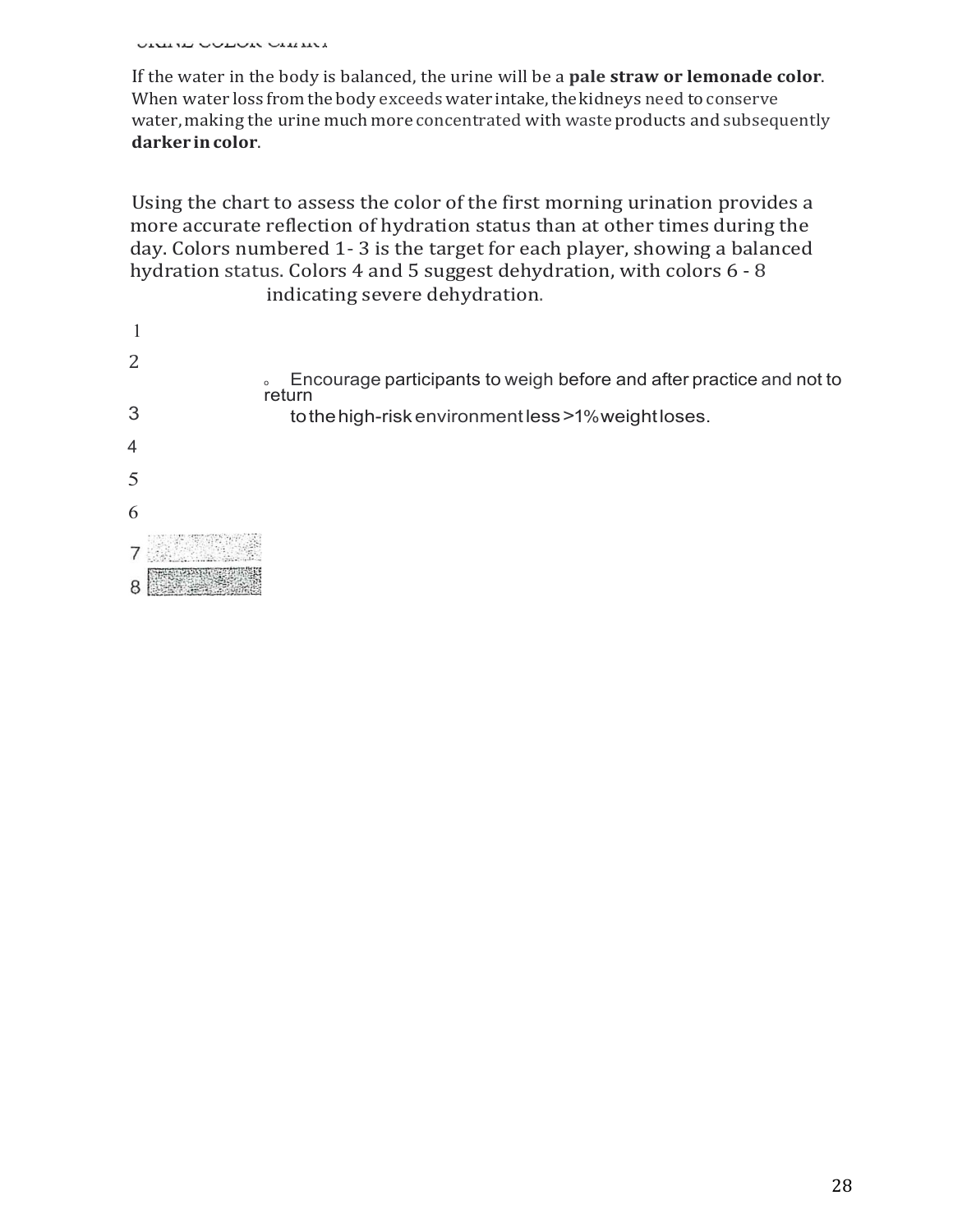URINE COLOR CHART

If the water in the body is balanced, the urine will be a **pale straw or lemonade color**. When water loss from the body exceeds water intake, the kidneys need to conserve water, making the urine much more concentrated with waste products and subsequently **darker in color**.

Using the chart to assess the color of the first morning urination provides a more accurate reflection of hydration status than at other times during the day. Colors numbered 1- 3 is the target for each player, showing a balanced hydration status. Colors 4 and 5 suggest dehydration, with colors 6 - 8 indicating severe dehydration.

1

2

- Encourage participants to weigh before and after practice and not to return to the high-risk environment less >1% weight loses.

3

4

5

6

7

8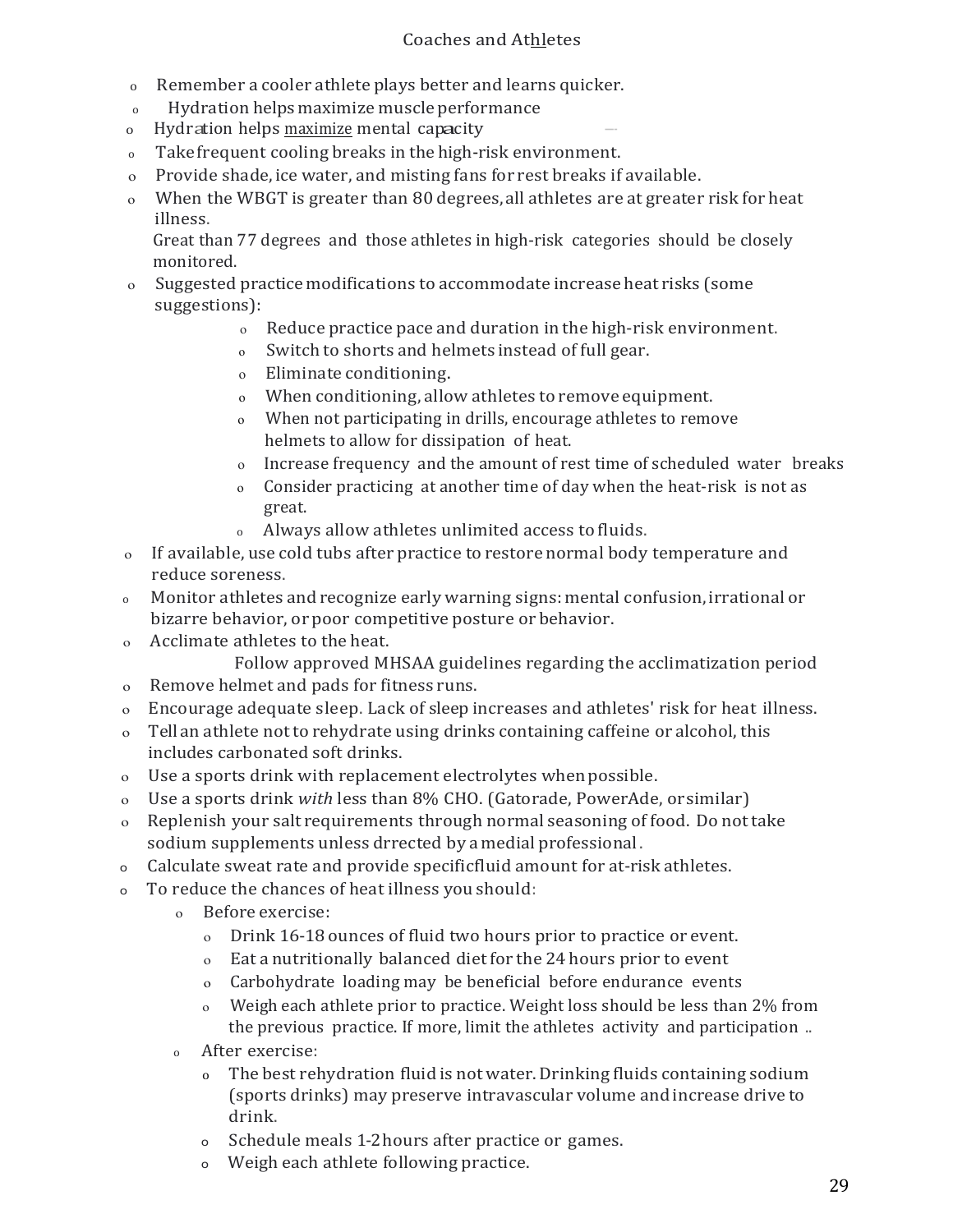- Remember a cooler athlete plays better and learns quicker.
- Hydration helps maximize muscle performance
- Hydration helps maximize mental capacity
- Take frequent cooling breaks in the high-risk environment.
- Provide shade, ice water, and misting fans for rest breaks if available.
- When the WBGT is greater than 80 degrees, all athletes are at greater risk for heat illness.
  Great than 77 degrees and those athletes in high-risk categories should be closely monitored.
- Suggested practice modifications to accommodate increase heat risks (some suggestions):
  - Reduce practice pace and duration in the high-risk environment.
  - Switch to shorts and helmets instead of full gear.
  - Eliminate conditioning.
  - When conditioning, allow athletes to remove equipment.
  - When not participating in drills, encourage athletes to remove helmets to allow for dissipation of heat.
  - Increase frequency and the amount of rest time of scheduled water breaks
  - Consider practicing at another time of day when the heat-risk is not as great.
  - Always allow athletes unlimited access to fluids.
- If available, use cold tubs after practice to restore normal body temperature and reduce soreness.
- Monitor athletes and recognize early warning signs: mental confusion, irrational or bizarre behavior, or poor competitive posture or behavior.
- Acclimate athletes to the heat.
  Follow approved MHSAA guidelines regarding the acclimatization period
- Remove helmet and pads for fitness runs.
- Encourage adequate sleep. Lack of sleep increases and athletes' risk for heat illness.
- Tell an athlete not to rehydrate using drinks containing caffeine or alcohol, this includes carbonated soft drinks.
- Use a sports drink with replacement electrolytes when possible.
- Use a sports drink *with* less than 8% CHO. (Gatorade, PowerAde, or similar)
- Replenish your salt requirements through normal seasoning of food. Do not take sodium supplements unless drrected by a medial professional.
- Calculate sweat rate and provide specificfluid amount for at-risk athletes.
- To reduce the chances of heat illness you should:
  - Before exercise:
    - Drink 16-18 ounces of fluid two hours prior to practice or event.
    - Eat a nutritionally balanced diet for the 24 hours prior to event
    - Carbohydrate loading may be beneficial before endurance events
    - Weigh each athlete prior to practice. Weight loss should be less than 2% from the previous practice. If more, limit the athletes activity and participation ..
  - After exercise:
    - The best rehydration fluid is not water. Drinking fluids containing sodium (sports drinks) may preserve intravascular volume and increase drive to drink.
    - Schedule meals 1-2 hours after practice or games.
    - Weigh each athlete following practice.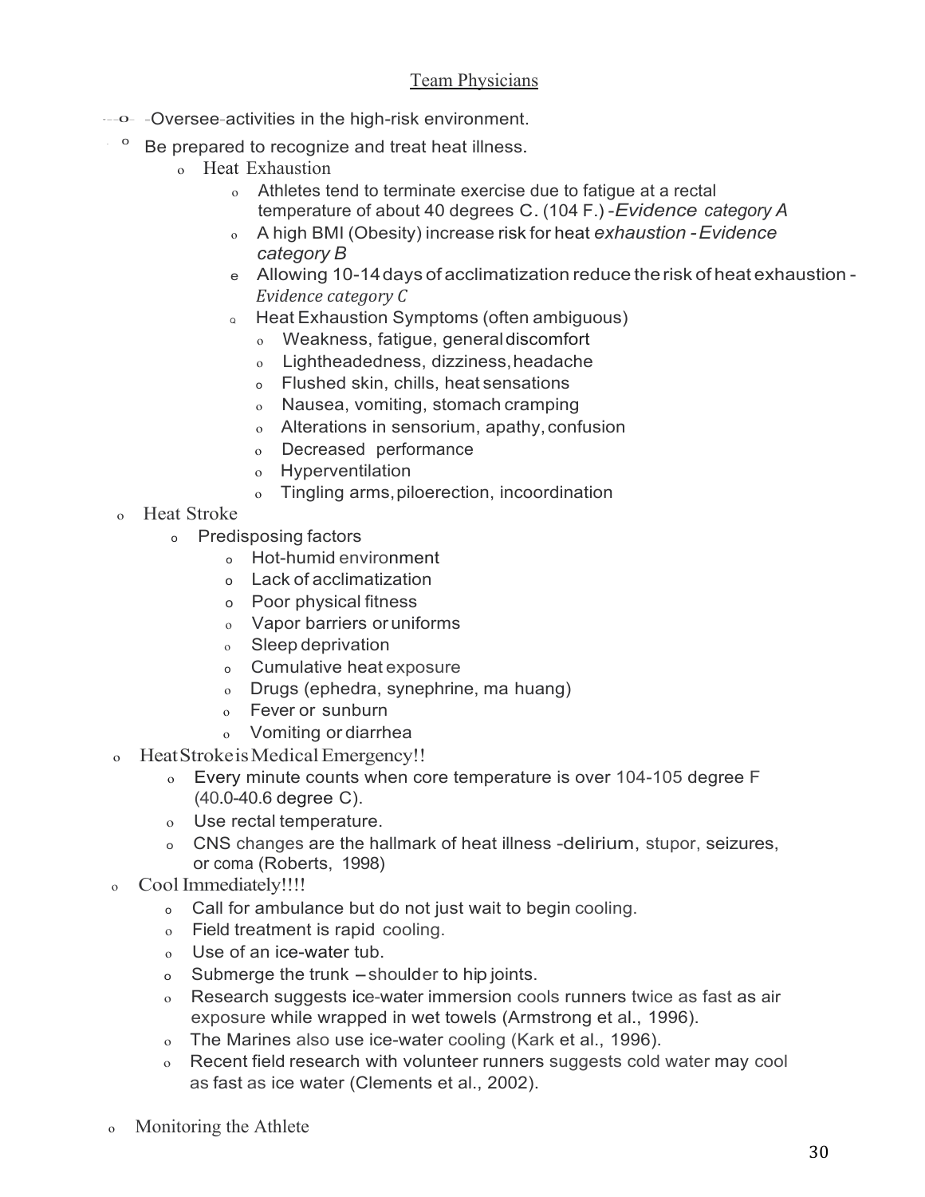## Team Physicians

- Oversee activities in the high-risk environment.
- Be prepared to recognize and treat heat illness.
  - Heat Exhaustion
    - Athletes tend to terminate exercise due to fatigue at a rectal temperature of about 40 degrees C. (104 F.) -*Evidence category A*
    - A high BMI (Obesity) increase risk for heat *exhaustion -Evidence category B*
    - Allowing 10-14 days of acclimatization reduce the risk of heat exhaustion -*Evidence category C*
    - Heat Exhaustion Symptoms (often ambiguous)
      - Weakness, fatigue, general discomfort
      - Lightheadedness, dizziness, headache
      - Flushed skin, chills, heat sensations
      - Nausea, vomiting, stomach cramping
      - Alterations in sensorium, apathy, confusion
      - Decreased performance
      - Hyperventilation
      - Tingling arms, piloerection, incoordination
- Heat Stroke
  - Predisposing factors
    - Hot-humid environment
    - Lack of acclimatization
    - Poor physical fitness
    - Vapor barriers or uniforms
    - Sleep deprivation
    - Cumulative heat exposure
    - Drugs (ephedra, synephrine, ma huang)
    - Fever or sunburn
    - Vomiting or diarrhea
- Heat Stroke is Medical Emergency!!
  - Every minute counts when core temperature is over 104-105 degree F (40.0-40.6 degree C).
  - Use rectal temperature.
  - CNS changes are the hallmark of heat illness -delirium, stupor, seizures, or coma (Roberts, 1998)
- Cool Immediately!!!!
  - Call for ambulance but do not just wait to begin cooling.
  - Field treatment is rapid cooling.
  - Use of an ice-water tub.
  - Submerge the trunk – shoulder to hip joints.
  - Research suggests ice-water immersion cools runners twice as fast as air exposure while wrapped in wet towels (Armstrong et al., 1996).
  - The Marines also use ice-water cooling (Kark et al., 1996).
  - Recent field research with volunteer runners suggests cold water may cool as fast as ice water (Clements et al., 2002).

- Monitoring the Athlete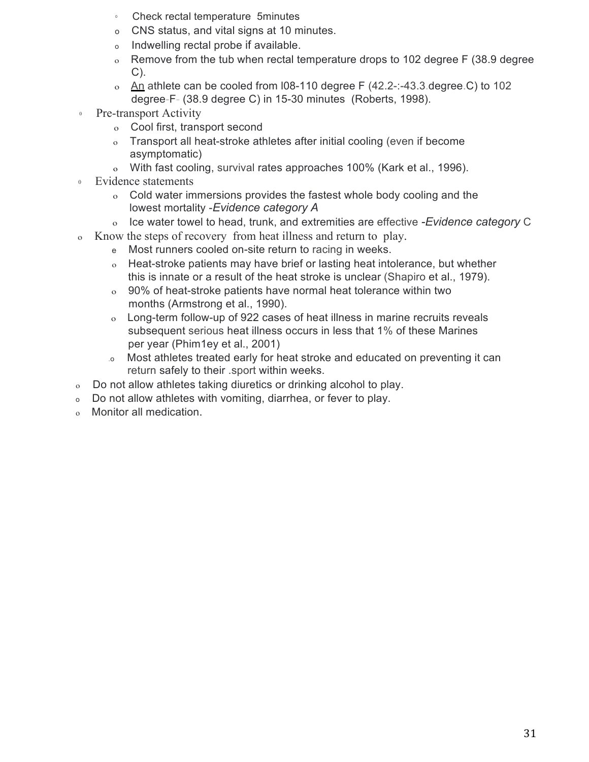- Check rectal temperature 5minutes
  - CNS status, and vital signs at 10 minutes.
  - Indwelling rectal probe if available.
  - Remove from the tub when rectal temperature drops to 102 degree F (38.9 degree C).
  - An athlete can be cooled from l08-110 degree F (42.2-:-43.3.degree.C) to 102 degree-F- (38.9 degree C) in 15-30 minutes (Roberts, 1998).
- Pre-transport Activity
  - Cool first, transport second
  - Transport all heat-stroke athletes after initial cooling (even if become asymptomatic)
  - With fast cooling, survival rates approaches 100% (Kark et al., 1996).
- Evidence statements
  - Cold water immersions provides the fastest whole body cooling and the lowest mortality -*Evidence category A*
  - Ice water towel to head, trunk, and extremities are effective -*Evidence category* C
- Know the steps of recovery from heat illness and return to play.
  - Most runners cooled on-site return to racing in weeks.
  - Heat-stroke patients may have brief or lasting heat intolerance, but whether this is innate or a result of the heat stroke is unclear (Shapiro et al., 1979).
  - 90% of heat-stroke patients have normal heat tolerance within two months (Armstrong et al., 1990).
  - Long-term follow-up of 922 cases of heat illness in marine recruits reveals subsequent serious heat illness occurs in less that 1% of these Marines per year (Phim1ey et al., 2001)
  - Most athletes treated early for heat stroke and educated on preventing it can return safely to their .sport within weeks.
- Do not allow athletes taking diuretics or drinking alcohol to play.
- Do not allow athletes with vomiting, diarrhea, or fever to play.
- Monitor all medication.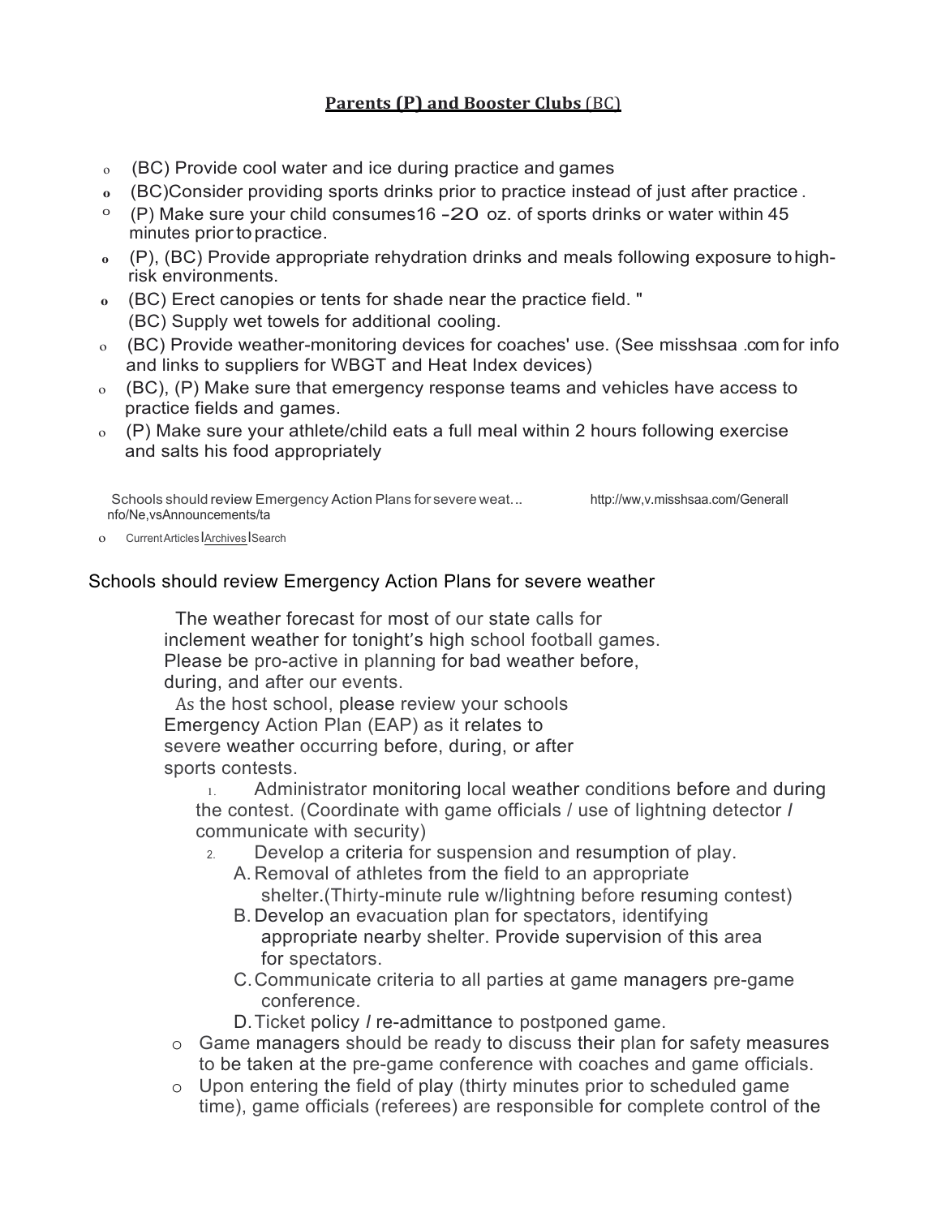## **Parents (P) and Booster Clubs (BC)**

- (BC) Provide cool water and ice during practice and games
- (BC)Consider providing sports drinks prior to practice instead of just after practice .
- (P) Make sure your child consumes16 -20 oz. of sports drinks or water within 45 minutes prior to practice.
- (P), (BC) Provide appropriate rehydration drinks and meals following exposure to high-risk environments.
- (BC) Erect canopies or tents for shade near the practice field. "
  (BC) Supply wet towels for additional cooling.
- (BC) Provide weather-monitoring devices for coaches' use. (See misshsaa .com for info and links to suppliers for WBGT and Heat Index devices)
- (BC), (P) Make sure that emergency response teams and vehicles have access to practice fields and games.
- (P) Make sure your athlete/child eats a full meal within 2 hours following exercise and salts his food appropriately

Schools should review Emergency Action Plans for severe weat... http://ww,v.misshsaa.com/Generall nfo/Ne,vsAnnouncements/ta

- Current Articles | Archives | Search

### Schools should review Emergency Action Plans for severe weather

The weather forecast for most of our state calls for inclement weather for tonight's high school football games. Please be pro-active in planning for bad weather before, during, and after our events.

As the host school, please review your schools Emergency Action Plan (EAP) as it relates to severe weather occurring before, during, or after sports contests.

1. Administrator monitoring local weather conditions before and during the contest. (Coordinate with game officials / use of lightning detector / communicate with security)
2. Develop a criteria for suspension and resumption of play.
   A. Removal of athletes from the field to an appropriate shelter.(Thirty-minute rule w/lightning before resuming contest)
   B. Develop an evacuation plan for spectators, identifying appropriate nearby shelter. Provide supervision of this area for spectators.
   C. Communicate criteria to all parties at game managers pre-game conference.
   D. Ticket policy / re-admittance to postponed game.

- Game managers should be ready to discuss their plan for safety measures to be taken at the pre-game conference with coaches and game officials.
- Upon entering the field of play (thirty minutes prior to scheduled game time), game officials (referees) are responsible for complete control of the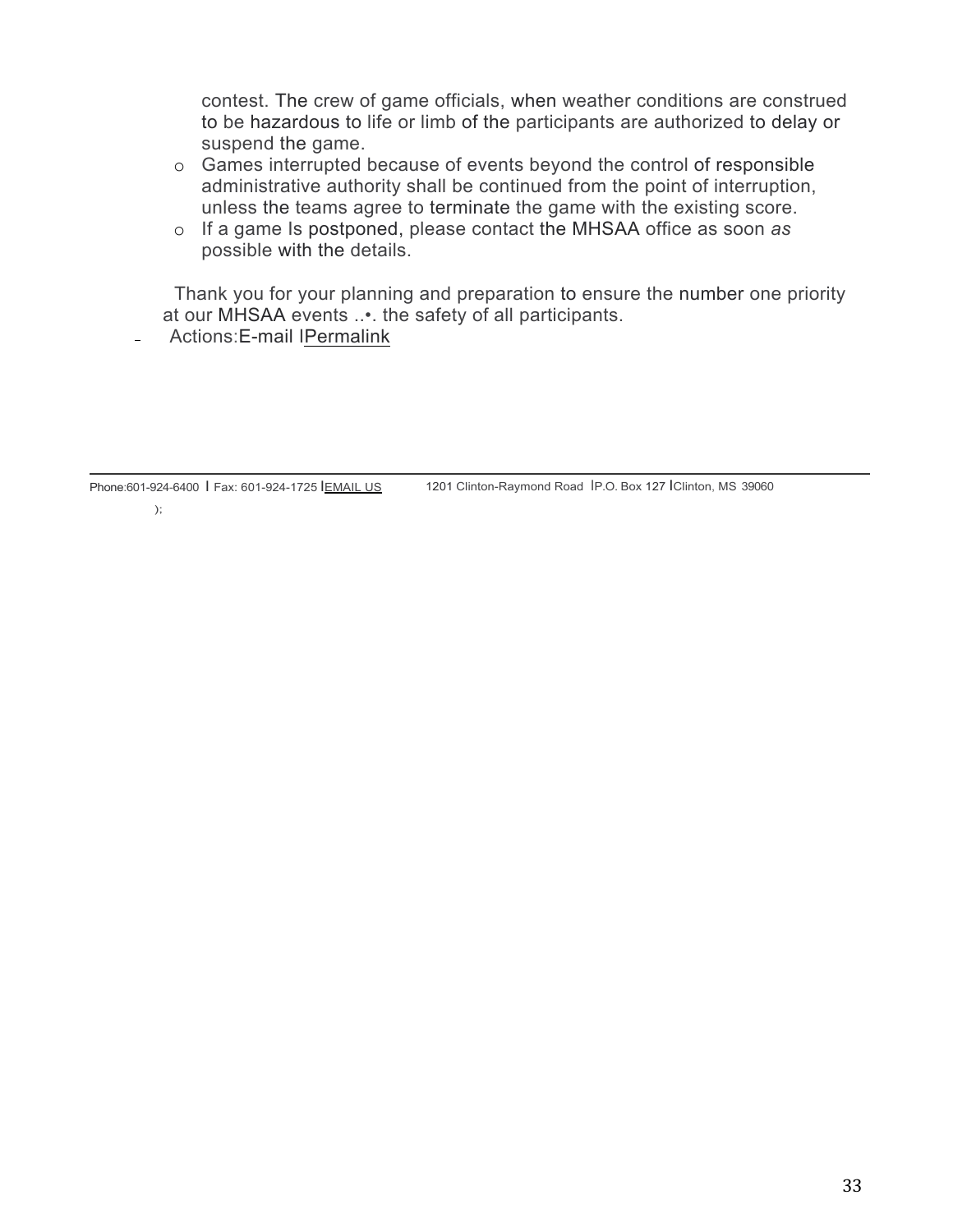contest. The crew of game officials, when weather conditions are construed to be hazardous to life or limb of the participants are authorized to delay or suspend the game.

- Games interrupted because of events beyond the control of responsible administrative authority shall be continued from the point of interruption, unless the teams agree to terminate the game with the existing score.
- If a game Is postponed, please contact the MHSAA office as soon *as* possible with the details.

Thank you for your planning and preparation to ensure the number one priority at our MHSAA events ..•. the safety of all participants.

- Actions:E-mail IPermalink

---

Phone:601-924-6400 I Fax: 601-924-1725 IEMAIL US 1201 Clinton-Raymond Road IP.O. Box 127 IClinton, MS 39060

);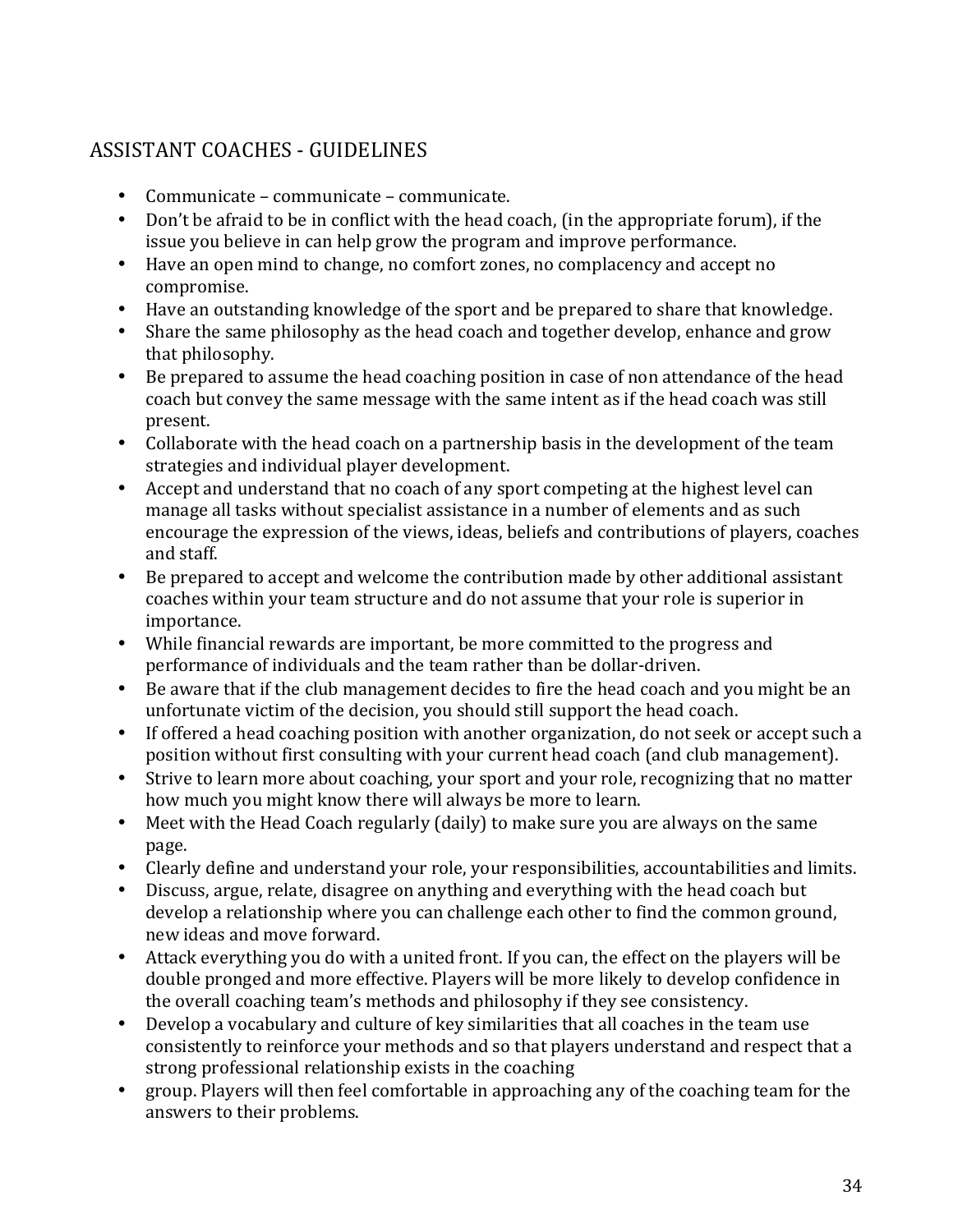## ASSISTANT COACHES - GUIDELINES

- Communicate – communicate – communicate.
- Don't be afraid to be in conflict with the head coach, (in the appropriate forum), if the issue you believe in can help grow the program and improve performance.
- Have an open mind to change, no comfort zones, no complacency and accept no compromise.
- Have an outstanding knowledge of the sport and be prepared to share that knowledge.
- Share the same philosophy as the head coach and together develop, enhance and grow that philosophy.
- Be prepared to assume the head coaching position in case of non attendance of the head coach but convey the same message with the same intent as if the head coach was still present.
- Collaborate with the head coach on a partnership basis in the development of the team strategies and individual player development.
- Accept and understand that no coach of any sport competing at the highest level can manage all tasks without specialist assistance in a number of elements and as such encourage the expression of the views, ideas, beliefs and contributions of players, coaches and staff.
- Be prepared to accept and welcome the contribution made by other additional assistant coaches within your team structure and do not assume that your role is superior in importance.
- While financial rewards are important, be more committed to the progress and performance of individuals and the team rather than be dollar-driven.
- Be aware that if the club management decides to fire the head coach and you might be an unfortunate victim of the decision, you should still support the head coach.
- If offered a head coaching position with another organization, do not seek or accept such a position without first consulting with your current head coach (and club management).
- Strive to learn more about coaching, your sport and your role, recognizing that no matter how much you might know there will always be more to learn.
- Meet with the Head Coach regularly (daily) to make sure you are always on the same page.
- Clearly define and understand your role, your responsibilities, accountabilities and limits.
- Discuss, argue, relate, disagree on anything and everything with the head coach but develop a relationship where you can challenge each other to find the common ground, new ideas and move forward.
- Attack everything you do with a united front. If you can, the effect on the players will be double pronged and more effective. Players will be more likely to develop confidence in the overall coaching team's methods and philosophy if they see consistency.
- Develop a vocabulary and culture of key similarities that all coaches in the team use consistently to reinforce your methods and so that players understand and respect that a strong professional relationship exists in the coaching
- group. Players will then feel comfortable in approaching any of the coaching team for the answers to their problems.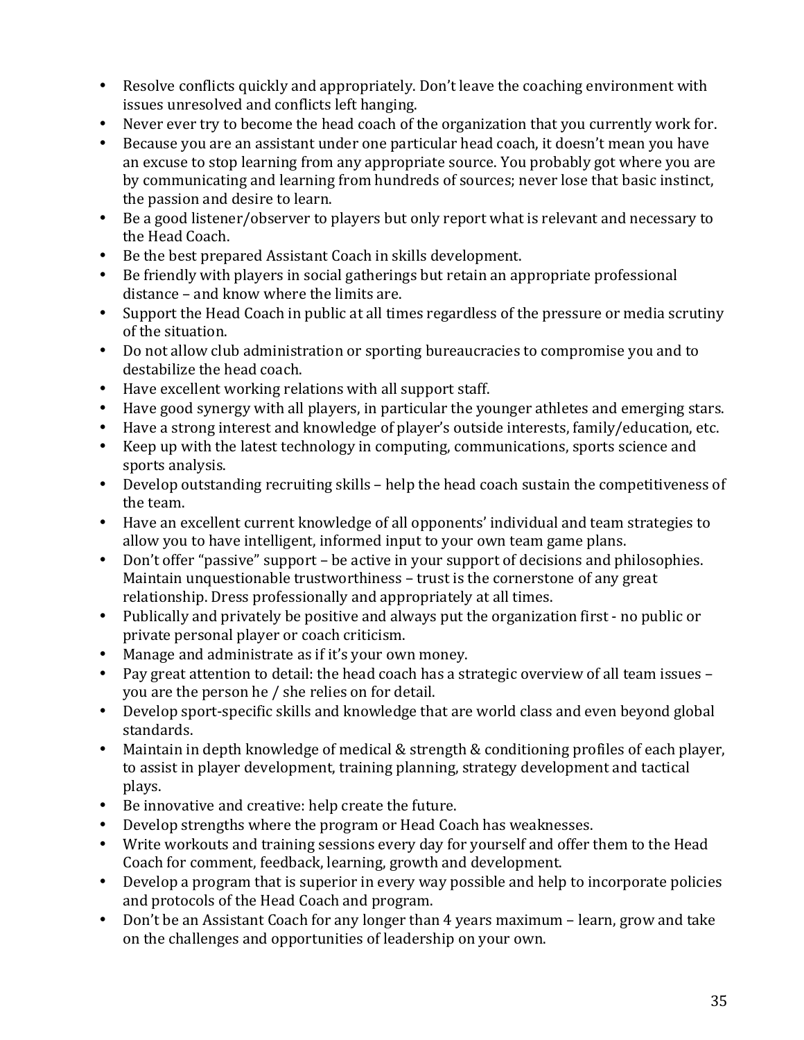- Resolve conflicts quickly and appropriately. Don't leave the coaching environment with issues unresolved and conflicts left hanging.
- Never ever try to become the head coach of the organization that you currently work for.
- Because you are an assistant under one particular head coach, it doesn't mean you have an excuse to stop learning from any appropriate source. You probably got where you are by communicating and learning from hundreds of sources; never lose that basic instinct, the passion and desire to learn.
- Be a good listener/observer to players but only report what is relevant and necessary to the Head Coach.
- Be the best prepared Assistant Coach in skills development.
- Be friendly with players in social gatherings but retain an appropriate professional distance – and know where the limits are.
- Support the Head Coach in public at all times regardless of the pressure or media scrutiny of the situation.
- Do not allow club administration or sporting bureaucracies to compromise you and to destabilize the head coach.
- Have excellent working relations with all support staff.
- Have good synergy with all players, in particular the younger athletes and emerging stars.
- Have a strong interest and knowledge of player's outside interests, family/education, etc.
- Keep up with the latest technology in computing, communications, sports science and sports analysis.
- Develop outstanding recruiting skills – help the head coach sustain the competitiveness of the team.
- Have an excellent current knowledge of all opponents' individual and team strategies to allow you to have intelligent, informed input to your own team game plans.
- Don't offer "passive" support – be active in your support of decisions and philosophies. Maintain unquestionable trustworthiness – trust is the cornerstone of any great relationship. Dress professionally and appropriately at all times.
- Publically and privately be positive and always put the organization first - no public or private personal player or coach criticism.
- Manage and administrate as if it's your own money.
- Pay great attention to detail: the head coach has a strategic overview of all team issues – you are the person he / she relies on for detail.
- Develop sport-specific skills and knowledge that are world class and even beyond global standards.
- Maintain in depth knowledge of medical & strength & conditioning profiles of each player, to assist in player development, training planning, strategy development and tactical plays.
- Be innovative and creative: help create the future.
- Develop strengths where the program or Head Coach has weaknesses.
- Write workouts and training sessions every day for yourself and offer them to the Head Coach for comment, feedback, learning, growth and development.
- Develop a program that is superior in every way possible and help to incorporate policies and protocols of the Head Coach and program.
- Don't be an Assistant Coach for any longer than 4 years maximum – learn, grow and take on the challenges and opportunities of leadership on your own.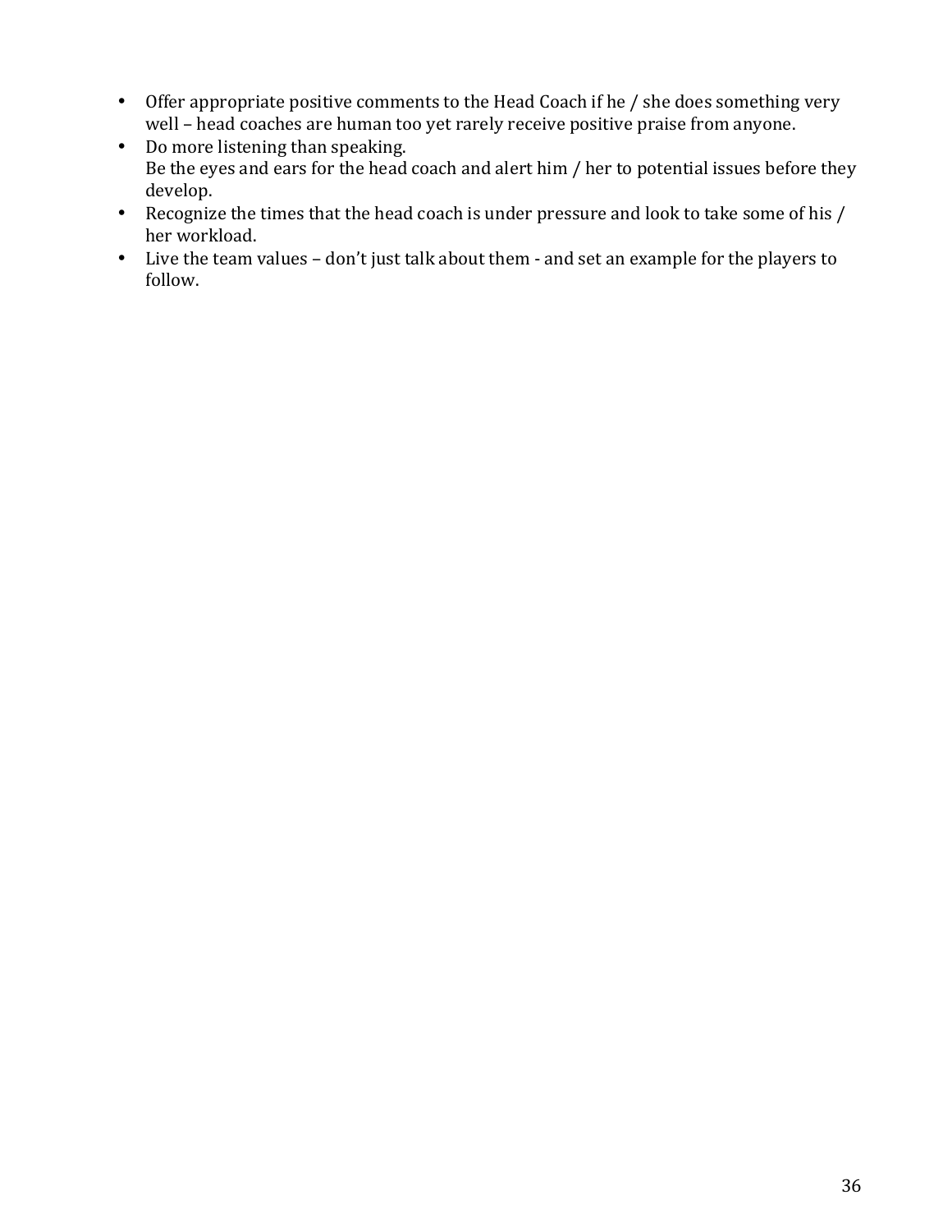- Offer appropriate positive comments to the Head Coach if he / she does something very well – head coaches are human too yet rarely receive positive praise from anyone.
- Do more listening than speaking.
  Be the eyes and ears for the head coach and alert him / her to potential issues before they develop.
- Recognize the times that the head coach is under pressure and look to take some of his / her workload.
- Live the team values – don't just talk about them - and set an example for the players to follow.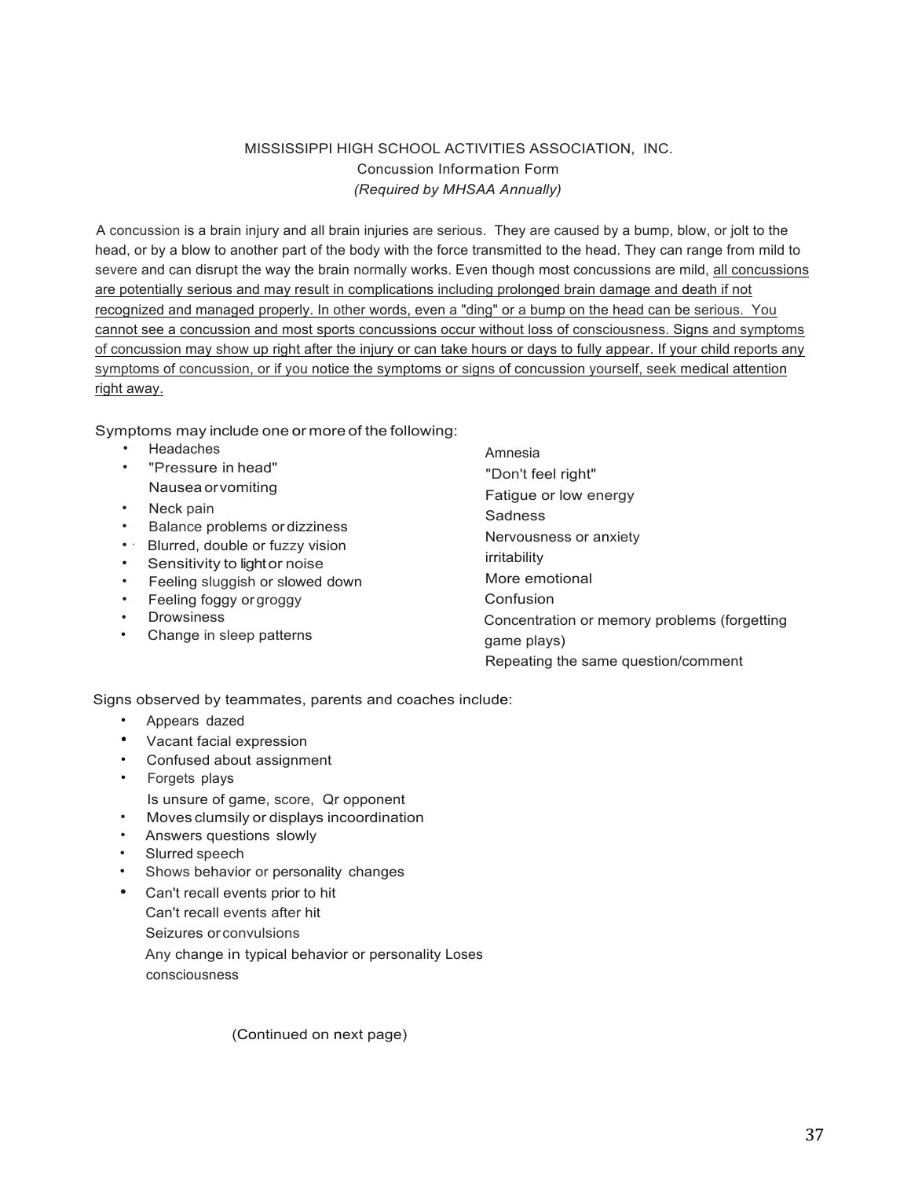MISSISSIPPI HIGH SCHOOL ACTIVITIES ASSOCIATION, INC.

Concussion Information Form

*(Required by MHSAA Annually)*

A concussion is a brain injury and all brain injuries are serious. They are caused by a bump, blow, or jolt to the head, or by a blow to another part of the body with the force transmitted to the head. They can range from mild to severe and can disrupt the way the brain normally works. Even though most concussions are mild, <u>all concussions are potentially serious and may result in complications including prolonged brain damage and death if not recognized and managed properly. In other words, even a "ding" or a bump on the head can be serious. You cannot see a concussion and most sports concussions occur without loss of consciousness. Signs and symptoms of concussion may show up right after the injury or can take hours or days to fully appear. If your child reports any symptoms of concussion, or if you notice the symptoms or signs of concussion yourself, seek medical attention right away.</u>

Symptoms may include one or more of the following:

- Headaches
- "Pressure in head"
- Nausea or vomiting
- Neck pain
- Balance problems or dizziness
- Blurred, double or fuzzy vision
- Sensitivity to light or noise
- Feeling sluggish or slowed down
- Feeling foggy or groggy
- Drowsiness
- Change in sleep patterns
- Amnesia
- "Don't feel right"
- Fatigue or low energy
- Sadness
- Nervousness or anxiety
- irritability
- More emotional
- Confusion
- Concentration or memory problems (forgetting game plays)
- Repeating the same question/comment

Signs observed by teammates, parents and coaches include:

- Appears dazed
- Vacant facial expression
- Confused about assignment
- Forgets plays
- Is unsure of game, score, Qr opponent
- Moves clumsily or displays incoordination
- Answers questions slowly
- Slurred speech
- Shows behavior or personality changes
- Can't recall events prior to hit
- Can't recall events after hit
- Seizures or convulsions
- Any change in typical behavior or personality
- Loses consciousness

(Continued on next page)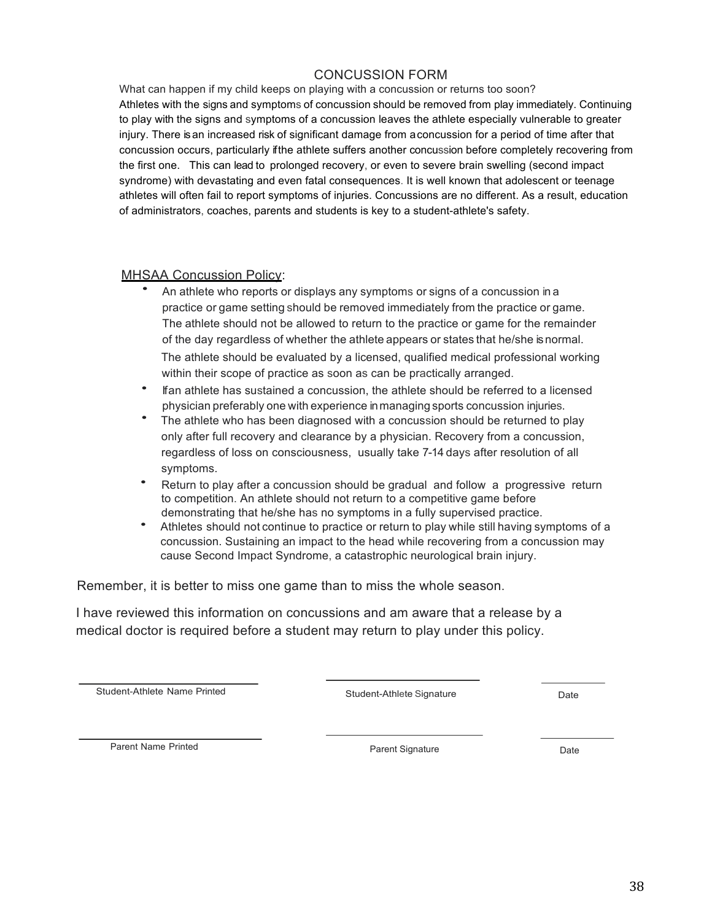# CONCUSSION FORM

What can happen if my child keeps on playing with a concussion or returns too soon?

Athletes with the signs and symptoms of concussion should be removed from play immediately. Continuing to play with the signs and symptoms of a concussion leaves the athlete especially vulnerable to greater injury. There is an increased risk of significant damage from a concussion for a period of time after that concussion occurs, particularly if the athlete suffers another concussion before completely recovering from the first one. This can lead to prolonged recovery, or even to severe brain swelling (second impact syndrome) with devastating and even fatal consequences. It is well known that adolescent or teenage athletes will often fail to report symptoms of injuries. Concussions are no different. As a result, education of administrators, coaches, parents and students is key to a student-athlete's safety.

<u>MHSAA Concussion Policy</u>:

- An athlete who reports or displays any symptoms or signs of a concussion in a practice or game setting should be removed immediately from the practice or game. The athlete should not be allowed to return to the practice or game for the remainder of the day regardless of whether the athlete appears or states that he/she is normal. The athlete should be evaluated by a licensed, qualified medical professional working within their scope of practice as soon as can be practically arranged.
- If an athlete has sustained a concussion, the athlete should be referred to a licensed physician preferably one with experience in managing sports concussion injuries.
- The athlete who has been diagnosed with a concussion should be returned to play only after full recovery and clearance by a physician. Recovery from a concussion, regardless of loss on consciousness, usually take 7-14 days after resolution of all symptoms.
- Return to play after a concussion should be gradual and follow a progressive return to competition. An athlete should not return to a competitive game before demonstrating that he/she has no symptoms in a fully supervised practice.
- Athletes should not continue to practice or return to play while still having symptoms of a concussion. Sustaining an impact to the head while recovering from a concussion may cause Second Impact Syndrome, a catastrophic neurological brain injury.

Remember, it is better to miss one game than to miss the whole season.

I have reviewed this information on concussions and am aware that a release by a medical doctor is required before a student may return to play under this policy.

| | | |
|---|---|---|
| ______________________ | ______________________ | __________ |
| Student-Athlete Name Printed | Student-Athlete Signature | Date |
| ______________________ | ______________________ | __________ |
| Parent Name Printed | Parent Signature | Date |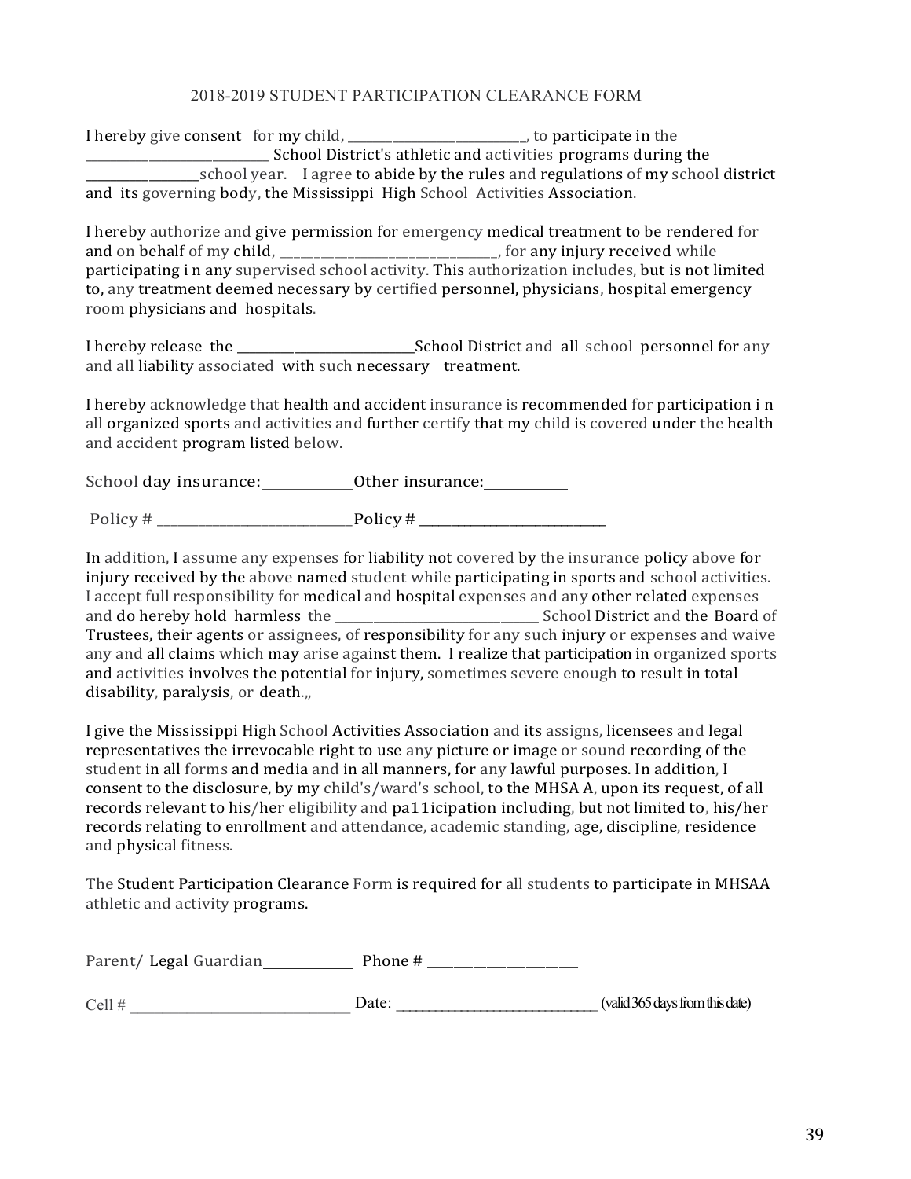## 2018-2019 STUDENT PARTICIPATION CLEARANCE FORM

I hereby give consent for my child, ___________________________, to participate in the ___________________________ School District's athletic and activities programs during the _________________school year. I agree to abide by the rules and regulations of my school district and its governing body, the Mississippi High School Activities Association.

I hereby authorize and give permission for emergency medical treatment to be rendered for and on behalf of my child, _________________________________, for any injury received while participating i n any supervised school activity. This authorization includes, but is not limited to, any treatment deemed necessary by certified personnel, physicians, hospital emergency room physicians and hospitals.

I hereby release the ___________________________School District and all school personnel for any and all liability associated with such necessary treatment.

I hereby acknowledge that health and accident insurance is recommended for participation i n all organized sports and activities and further certify that my child is covered under the health and accident program listed below.

School day insurance:_____________Other insurance:____________

Policy # ______________________________Policy # ____________________________

In addition, I assume any expenses for liability not covered by the insurance policy above for injury received by the above named student while participating in sports and school activities. I accept full responsibility for medical and hospital expenses and any other related expenses and do hereby hold harmless the _______________________________ School District and the Board of Trustees, their agents or assignees, of responsibility for any such injury or expenses and waive any and all claims which may arise against them. I realize that participation in organized sports and activities involves the potential for injury, sometimes severe enough to result in total disability, paralysis, or death.,,

I give the Mississippi High School Activities Association and its assigns, licensees and legal representatives the irrevocable right to use any picture or image or sound recording of the student in all forms and media and in all manners, for any lawful purposes. In addition, I consent to the disclosure, by my child's/ward's school, to the MHSA A, upon its request, of all records relevant to his/her eligibility and pa11icipation including, but not limited to, his/her records relating to enrollment and attendance, academic standing, age, discipline, residence and physical fitness.

The Student Participation Clearance Form is required for all students to participate in MHSAA athletic and activity programs.

Parent/ Legal Guardian____________ Phone # ____________________

Cell # ______________________________ Date: ____________________________ (valid 365 days from this date)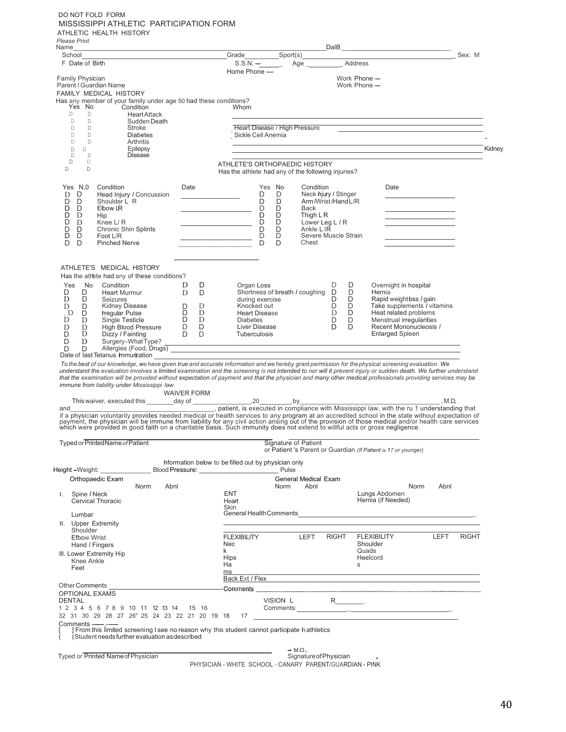DO NOT FOLD FORM

# MISSISSIPPI ATHLETIC PARTICIPATION FORM

## ATHLETIC HEALTH HISTORY

*Please Print*

Name ______________________________ DalB ______________________________

School ______________________________ Grade ________ Sport(s) ______________________________ Sex: M F

Date of Birth ________ S.S.N. — ________ Age ________ Address ______________________________

Home Phone —

Family Physician ______________________________ Work Phone —

Parent / Guardian Name ______________________________ Work Phone —

### FAMILY MEDICAL HISTORY

Has any member of your family under age 50 had these conditions?

| Yes | No | Condition | Whom |
|---|---|---|---|
| D | D | Heart Attack | |
| D | D | Sudden Death | |
| D | D | Stroke | |
| D | D | Diabetes | |
| D | D | Arthritis | |
| D | D | Epilepsy | |
| D | D | Disease | |
| D | D | Heart Disease / High Pressure | |
| D | D | Sickle Cell Anemia | |
| | | Kidney | |

### ATHLETE'S ORTHOPAEDIC HISTORY

Has the athlete had any of the following injuries?

| Yes | No | Condition | Date | Yes | No | Condition | Date |
|---|---|---|---|---|---|---|---|
| D | D | Head Injury / Concussion | | D | D | Neck Injury / Stinger | |
| D | D | Shoulder L R | | D | D | Arm /Wrist /Hand L /R | |
| D | D | Elbow LR | | D | D | Back | |
| D | D | Hip | | D | D | Thigh L R | |
| D | D | Knee L/ R | | D | D | Lower Leg L / R | |
| D | D | Chronic Shin Splints | | D | D | Ankle L IR | |
| D | D | Foot L/R | | D | D | Severe Muscle Strain | |
| D | D | Pinched Nerve | | D | D | Chest | |

### ATHLETE'S MEDICAL HISTORY

Has the athlete had any of these conditions?

| Yes | No | Condition | Yes | No | Condition | Yes | No | Condition |
|---|---|---|---|---|---|---|---|---|
| D | D | Heart Murmur | D | D | Organ Loss | D | D | Overnight in hospital |
| D | D | Seizures | D | D | Shortness of breath / coughing during exercise | D | D | Hernia |
| D | D | Kidney Disease | D | D | Knocked out | D | D | Rapid weight loss / gain |
| D | D | Irregular Pulse | D | D | Heart Disease | D | D | Take supplements / vitamins |
| D | D | Single Testicle | D | D | Diabetes | D | D | Heat related problems |
| D | D | High Blood Pressure | D | D | Liver Disease | D | D | Menstrual irregularities |
| D | D | Dizzy / Fainting | D | D | Tuberculosis | D | D | Recent Mononucleosis / Enlarged Spleen |
| D | D | Surgery-What Type? | | | | | | |
| D | D | Allergies (Food, Drugs) | | | | | | |

Date of last Tetanus Immunization ______________________________

*To the best of our knowledge, we have given true and accurate information and we hereby grant permission for the physical screening evaluation. We understand the evaluation involves a limited examination and the screening is not intended to nor will it prevent injury or sudden death. We further understand that the examination will be provided without expectation of payment and that the physician and many other medical professionals providing services may be immune from liability under Mississippi law.*

### WAIVER FORM

This waiver, executed this ________ day of ________________, 20________, by ______________________________, M.D, and ______________________________, patient, is executed in compliance with Mississippi law, with the ru 1 understanding that if a physician voluntarily provides needed medical or health services to *any* program at an accredited school in the state without expectation of payment, the physician will be immune from liability for any civil action arising out of the provision of those medical and/or health care services which were provided in good faith on a charitable basis. Such immunity does not extend to willful acts or gross negligence.

______________________________ ______________________________
Typed or Printed Name of Patient Signature of Patient
or Patient 's Parent or Guardian *(If Patient is 17 or younger)*

Information below to be filled out by physician only

Height -Weight: ______________ Blood Pressure: ______________ Pulse

| Orthopaedic Exam | Norm | Abnl |
|---|---|---|
| I. Spine / Neck | | |
| Cervical Thoracic | | |
| Lumbar | | |
| II. Upper Extremity | | |
| Shoulder | | |
| Elbow Wrist | | |
| Hand / Fingers | | |
| III. Lower Extremity Hip | | |
| Knee Ankle | | |
| Feet | | |

| General Medical Exam | Norm | Abnl | | Norm | Abnl |
|---|---|---|---|---|---|
| ENT | | | Lungs Abdomen | | |
| Heart | | | Hernia (if Needed) | | |
| Skin | | | | | |

General Health Comments ______________________________

| FLEXIBILITY | LEFT | RIGHT | FLEXIBILITY | LEFT | RIGHT |
|---|---|---|---|---|---|
| Neck | | | Shoulder | | |
| Hips | | | Quads | | |
| Hams | | | Heelcords | | |
| Back Ext / Flex | | | | | |

Other Comments ______________________________ Comments ______________________________

OPTIONAL EXAMS

DENTAL

1 2 3 4 5 6 7 8 9 10 11 12 13 14 15 16

32 31 30 29 28 27 26" 25 24 23 22 21 20 19 18 17

VISION L ________ R ________

Comments: ______________________________

Comments ——,——

[ ] From this limited screening I see no reason why this student cannot participate in athletics

( (Student needs further evaluation as described

______________________________ ______________________________ M.O.
Typed or Printed Name of Physician Signature of Physician

PHYSICIAN - WHITE SCHOOL - CANARY PARENT/GUARDIAN - PINK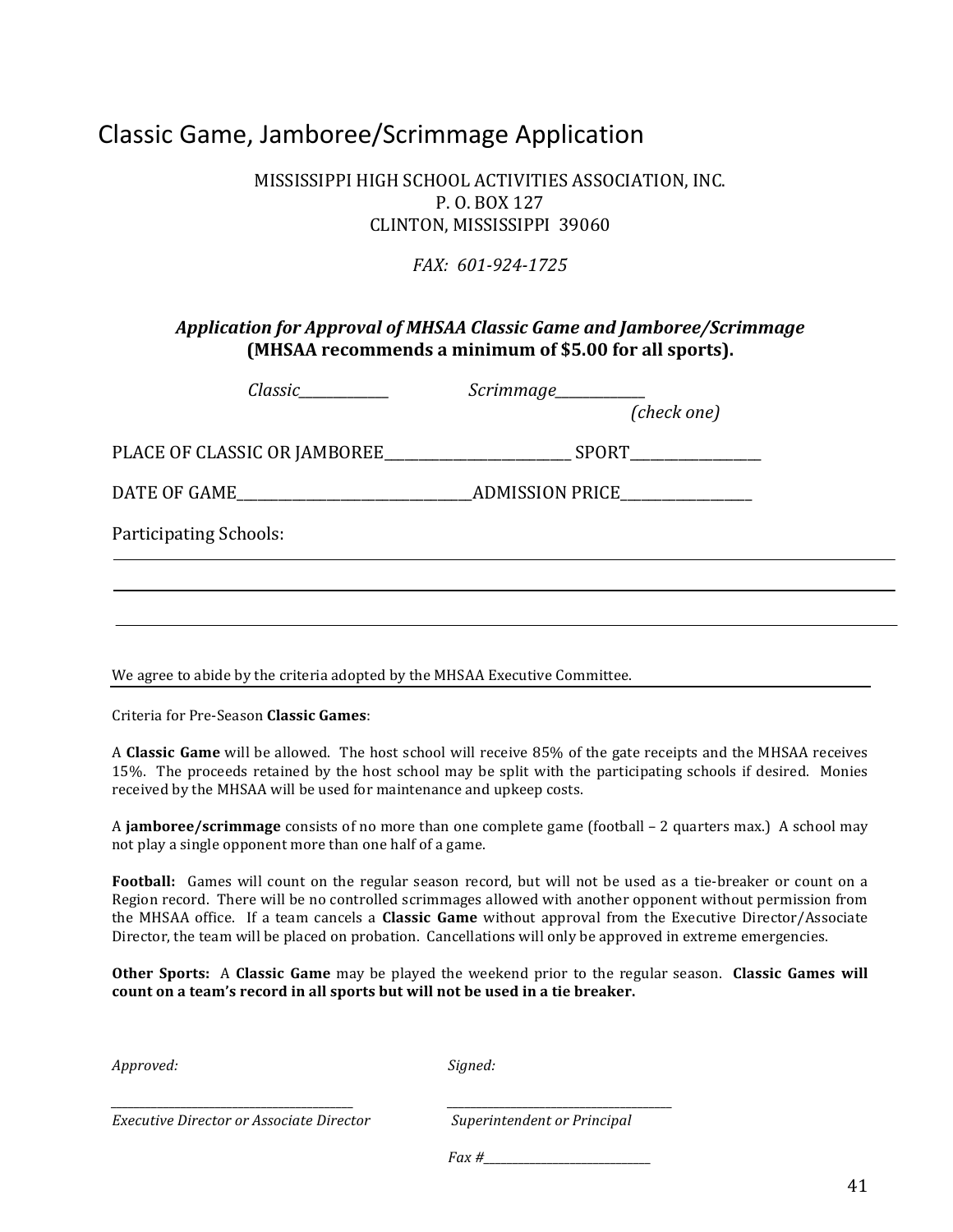# Classic Game, Jamboree/Scrimmage Application

MISSISSIPPI HIGH SCHOOL ACTIVITIES ASSOCIATION, INC.
P. O. BOX 127
CLINTON, MISSISSIPPI 39060

*FAX: 601-924-1725*

***Application for Approval of MHSAA Classic Game and Jamboree/Scrimmage***
**(MHSAA recommends a minimum of $5.00 for all sports).**

*Classic*_____________ *Scrimmage*_____________
*(check one)*

PLACE OF CLASSIC OR JAMBOREE___________________________ SPORT__________________

DATE OF GAME__________________________________ADMISSION PRICE__________________

Participating Schools:

___________________________________________________________________________

___________________________________________________________________________

___________________________________________________________________________

We agree to abide by the criteria adopted by the MHSAA Executive Committee.

Criteria for Pre-Season **Classic Games**:

A **Classic Game** will be allowed. The host school will receive 85% of the gate receipts and the MHSAA receives 15%. The proceeds retained by the host school may be split with the participating schools if desired. Monies received by the MHSAA will be used for maintenance and upkeep costs.

A **jamboree/scrimmage** consists of no more than one complete game (football – 2 quarters max.) A school may not play a single opponent more than one half of a game.

**Football:** Games will count on the regular season record, but will not be used as a tie-breaker or count on a Region record. There will be no controlled scrimmages allowed with another opponent without permission from the MHSAA office. If a team cancels a **Classic Game** without approval from the Executive Director/Associate Director, the team will be placed on probation. Cancellations will only be approved in extreme emergencies.

**Other Sports:** A **Classic Game** may be played the weekend prior to the regular season. **Classic Games will count on a team's record in all sports but will not be used in a tie breaker.**

*Approved:*

________________________________________
*Executive Director or Associate Director*

*Signed:*

______________________________________
*Superintendent or Principal*

*Fax #*____________________________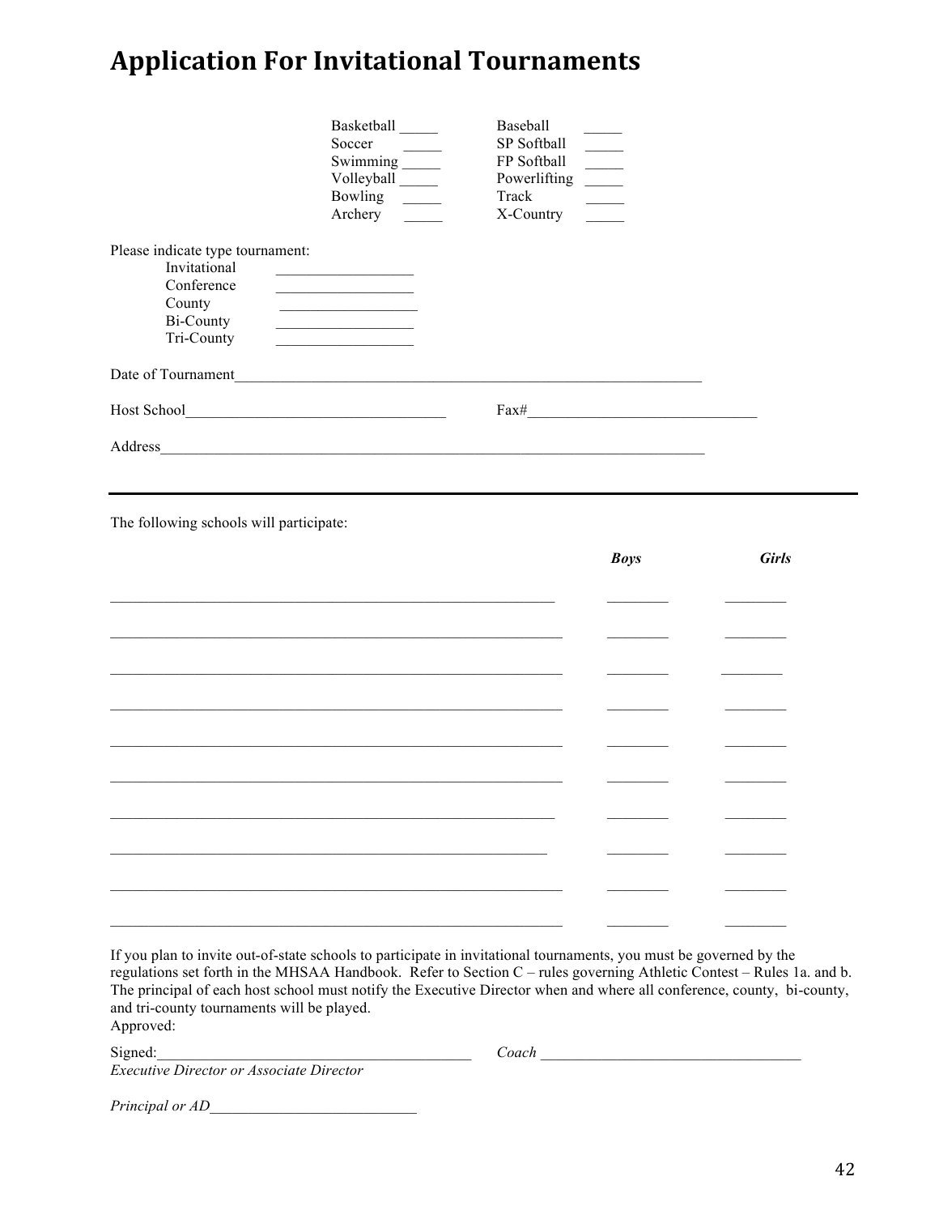# Application For Invitational Tournaments

| | |
|---|---|
| Basketball _____ | Baseball _____ |
| Soccer _____ | SP Softball _____ |
| Swimming _____ | FP Softball _____ |
| Volleyball _____ | Powerlifting _____ |
| Bowling _____ | Track _____ |
| Archery _____ | X-Country _____ |

Please indicate type tournament:

- Invitational __________________
- Conference __________________
- County __________________
- Bi-County __________________
- Tri-County __________________

Date of Tournament_______________________________________________________________

Host School__________________________________ Fax#______________________________

Address__________________________________________________________________________

---

The following schools will participate:

| | ***Boys*** | ***Girls*** |
|---|---|---|
| ____________________________________________ | ________ | ________ |
| ____________________________________________ | ________ | ________ |
| ____________________________________________ | ________ | ________ |
| ____________________________________________ | ________ | ________ |
| ____________________________________________ | ________ | ________ |
| ____________________________________________ | ________ | ________ |
| ____________________________________________ | ________ | ________ |
| ____________________________________________ | ________ | ________ |
| ____________________________________________ | ________ | ________ |
| ____________________________________________ | ________ | ________ |

If you plan to invite out-of-state schools to participate in invitational tournaments, you must be governed by the regulations set forth in the MHSAA Handbook. Refer to Section C – rules governing Athletic Contest – Rules 1a. and b. The principal of each host school must notify the Executive Director when and where all conference, county, bi-county, and tri-county tournaments will be played.

Approved:

Signed:_________________________________________ *Coach* __________________________________

*Executive Director or Associate Director*

*Principal or AD*___________________________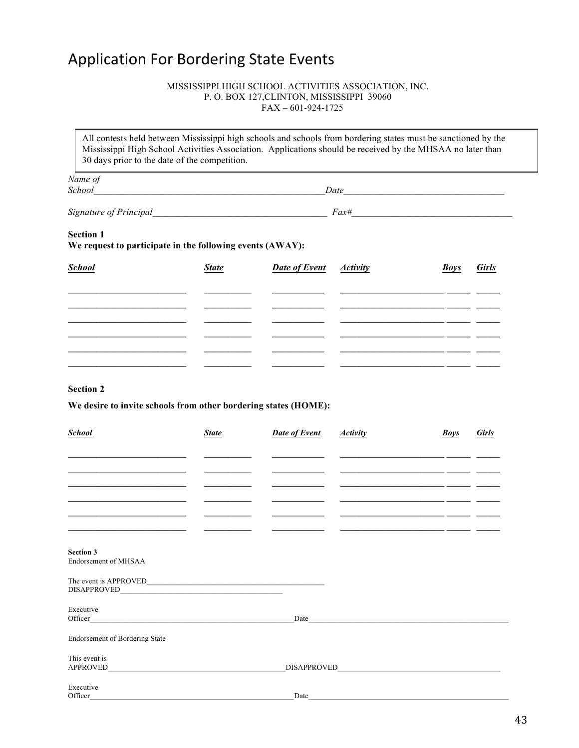# Application For Bordering State Events

MISSISSIPPI HIGH SCHOOL ACTIVITIES ASSOCIATION, INC.
P. O. BOX 127,CLINTON, MISSISSIPPI 39060
FAX – 601-924-1725

> All contests held between Mississippi high schools and schools from bordering states must be sanctioned by the Mississippi High School Activities Association. Applications should be received by the MHSAA no later than 30 days prior to the date of the competition.

*Name of School*__________________________________________________ *Date*__________________________________

*Signature of Principal*______________________________________ *Fax#*__________________________________

**Section 1**
**We request to participate in the following events (AWAY):**

| ***School*** | ***State*** | ***Date of Event*** | ***Activity*** | ***Boys*** | ***Girls*** |
|---|---|---|---|---|---|
| | | | | | |
| | | | | | |
| | | | | | |
| | | | | | |
| | | | | | |
| | | | | | |

**Section 2**

**We desire to invite schools from other bordering states (HOME):**

| ***School*** | ***State*** | ***Date of Event*** | ***Activity*** | ***Boys*** | ***Girls*** |
|---|---|---|---|---|---|
| | | | | | |
| | | | | | |
| | | | | | |
| | | | | | |
| | | | | | |
| | | | | | |

**Section 3**
Endorsement of MHSAA

The event is APPROVED_______________________________________________
DISAPPROVED__________________________________________

Executive Officer______________________________________________________Date______________________________________________________

Endorsement of Bordering State

This event is APPROVED_______________________________________________DISAPPROVED__________________________________________

Executive Officer______________________________________________________Date______________________________________________________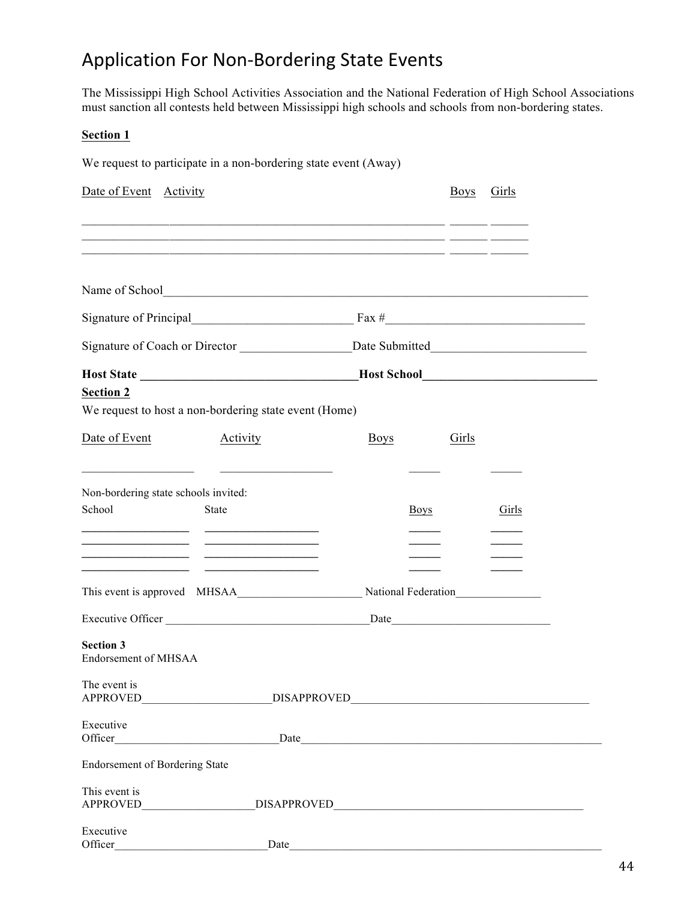# Application For Non-Bordering State Events

The Mississippi High School Activities Association and the National Federation of High School Associations must sanction all contests held between Mississippi high schools and schools from non-bordering states.

**Section 1**

We request to participate in a non-bordering state event (Away)

| Date of Event | Activity | Boys | Girls |
|---|---|---|---|
| | | | |
| | | | |
| | | | |

Name of School_______________________________________________

Signature of Principal_________________________ Fax #_____________________________

Signature of Coach or Director _________________Date Submitted_______________________

**Host State _________________________________Host School__________________________**

**Section 2**

We request to host a non-bordering state event (Home)

| Date of Event | Activity | Boys | Girls |
|---|---|---|---|
| | | | |

Non-bordering state schools invited:

| School | State | Boys | Girls |
|---|---|---|---|
| | | | |
| | | | |
| | | | |
| | | | |

This event is approved MHSAA_____________________ National Federation_______________

Executive Officer __________________________________Date__________________________

**Section 3**
Endorsement of MHSAA

The event is
APPROVED______________________DISAPPROVED________________________________________

Executive
Officer____________________________Date____________________________________________

Endorsement of Bordering State

This event is
APPROVED___________________DISAPPROVED___________________________________________

Executive
Officer__________________________Date______________________________________________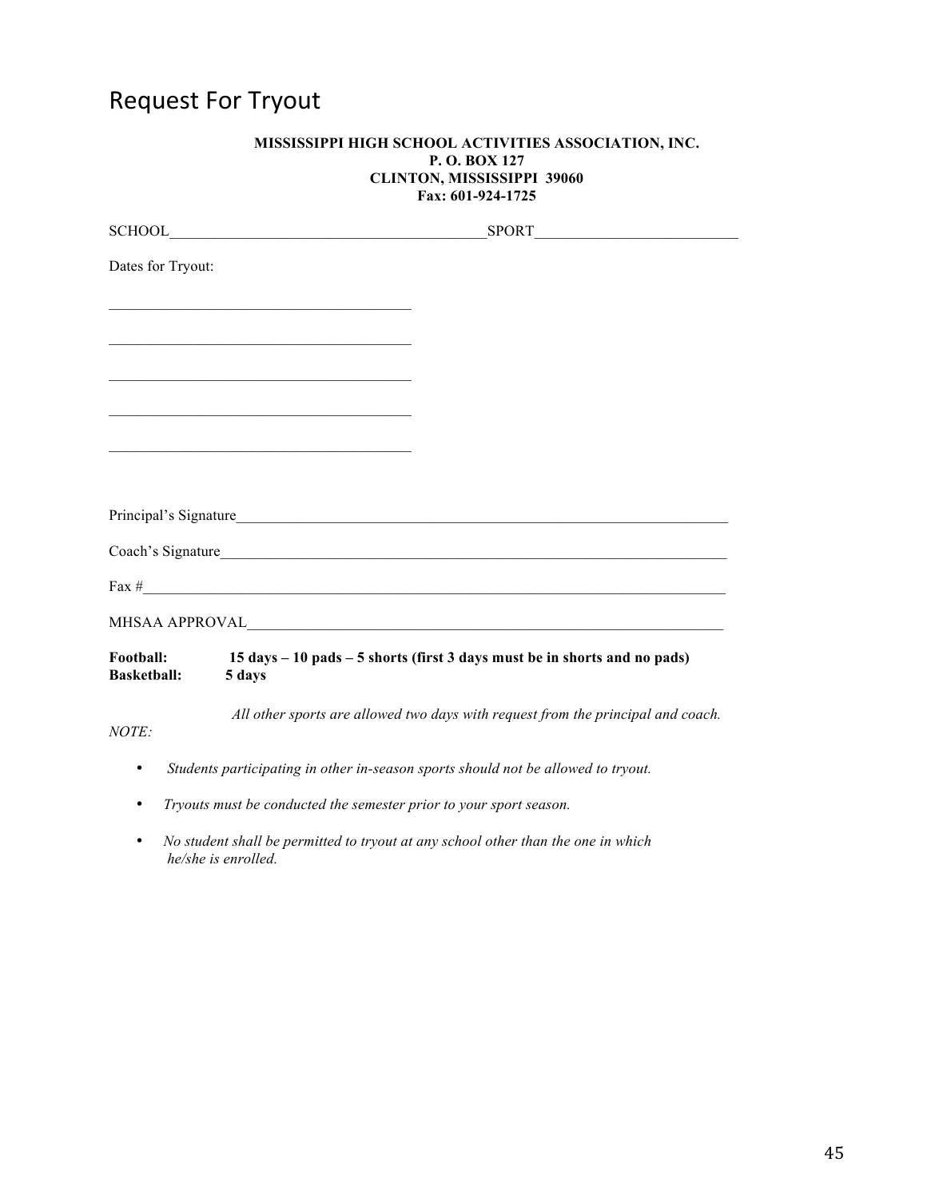# Request For Tryout

**MISSISSIPPI HIGH SCHOOL ACTIVITIES ASSOCIATION, INC.**
**P. O. BOX 127**
**CLINTON, MISSISSIPPI 39060**
**Fax: 601-924-1725**

SCHOOL___________________________________________SPORT___________________________

Dates for Tryout:

________________________________________

________________________________________

________________________________________

________________________________________

________________________________________

Principal's Signature____________________________________________________________________

Coach's Signature______________________________________________________________________

Fax #_____________________________________________________________________________________

MHSAA APPROVAL__________________________________________________________________

**Football:** **15 days – 10 pads – 5 shorts (first 3 days must be in shorts and no pads)**
**Basketball:** **5 days**

*NOTE:* *All other sports are allowed two days with request from the principal and coach.*

- *Students participating in other in-season sports should not be allowed to tryout.*
- *Tryouts must be conducted the semester prior to your sport season.*
- *No student shall be permitted to tryout at any school other than the one in which he/she is enrolled.*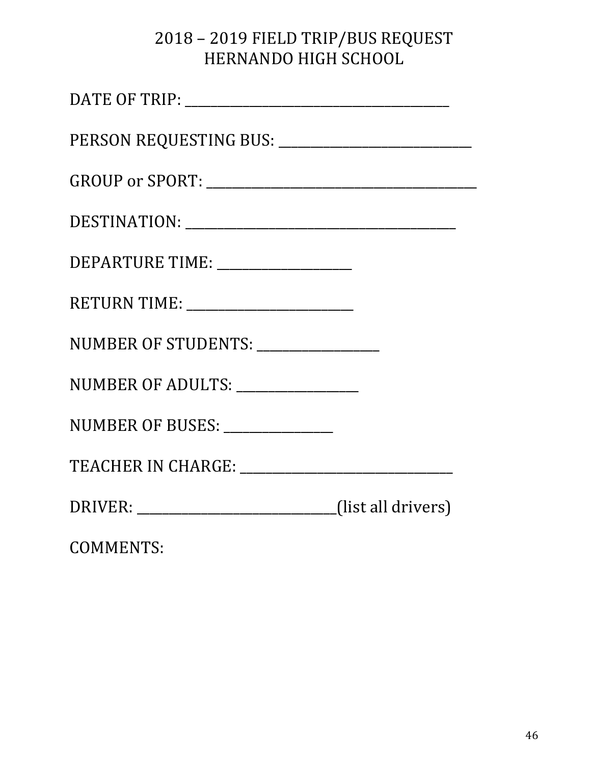# 2018 – 2019 FIELD TRIP/BUS REQUEST
# HERNANDO HIGH SCHOOL

DATE OF TRIP: ___________________________________________

PERSON REQUESTING BUS: _______________________________

GROUP or SPORT: ____________________________________________

DESTINATION: ____________________________________________

DEPARTURE TIME: _____________________

RETURN TIME: ___________________________

NUMBER OF STUDENTS: ___________________

NUMBER OF ADULTS: ___________________

NUMBER OF BUSES: _________________

TEACHER IN CHARGE: __________________________________

DRIVER: ________________________________(list all drivers)

COMMENTS: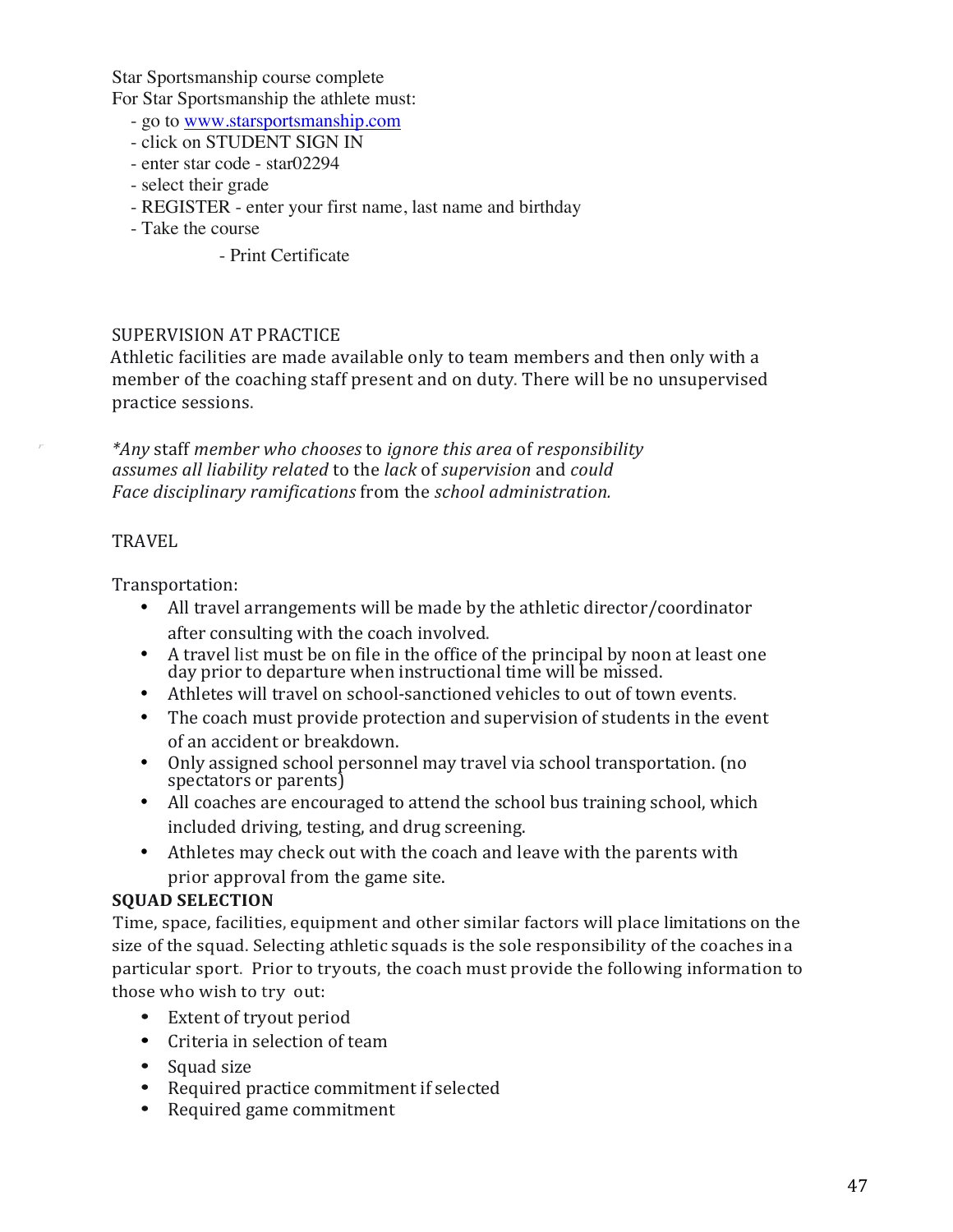Star Sportsmanship course complete

For Star Sportsmanship the athlete must:

- go to www.starsportsmanship.com
- click on STUDENT SIGN IN
- enter star code - star02294
- select their grade
- REGISTER - enter your first name, last name and birthday
- Take the course
    - Print Certificate

SUPERVISION AT PRACTICE

Athletic facilities are made available only to team members and then only with a member of the coaching staff present and on duty. There will be no unsupervised practice sessions.

*\*Any* staff *member who chooses* to *ignore this area* of *responsibility assumes all liability related* to the *lack* of *supervision* and *could Face disciplinary ramifications* from the *school administration.*

TRAVEL

Transportation:

- All travel arrangements will be made by the athletic director/coordinator after consulting with the coach involved.
- A travel list must be on file in the office of the principal by noon at least one day prior to departure when instructional time will be missed.
- Athletes will travel on school-sanctioned vehicles to out of town events.
- The coach must provide protection and supervision of students in the event of an accident or breakdown.
- Only assigned school personnel may travel via school transportation. (no spectators or parents)
- All coaches are encouraged to attend the school bus training school, which included driving, testing, and drug screening.
- Athletes may check out with the coach and leave with the parents with prior approval from the game site.

**SQUAD SELECTION**

Time, space, facilities, equipment and other similar factors will place limitations on the size of the squad. Selecting athletic squads is the sole responsibility of the coaches in a particular sport. Prior to tryouts, the coach must provide the following information to those who wish to try out:

- Extent of tryout period
- Criteria in selection of team
- Squad size
- Required practice commitment if selected
- Required game commitment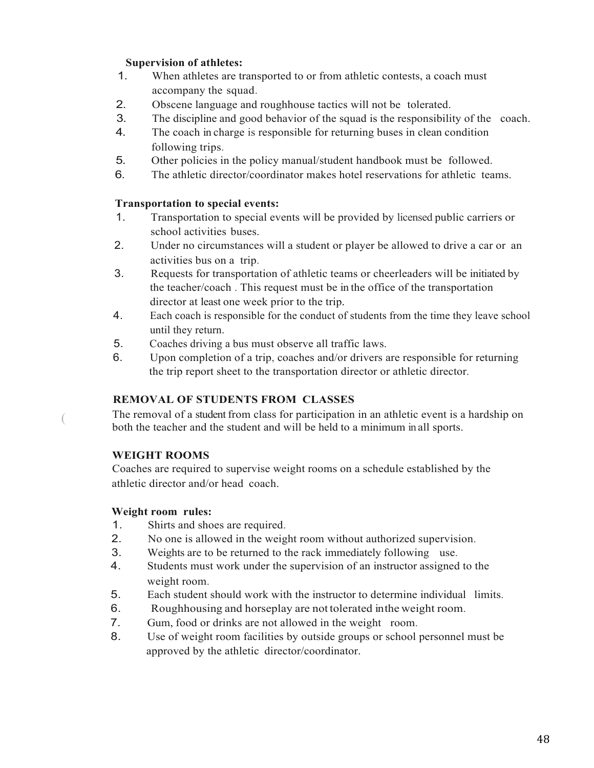**Supervision of athletes:**

1. When athletes are transported to or from athletic contests, a coach must accompany the squad.
2. Obscene language and roughhouse tactics will not be tolerated.
3. The discipline and good behavior of the squad is the responsibility of the coach.
4. The coach in charge is responsible for returning buses in clean condition following trips.
5. Other policies in the policy manual/student handbook must be followed.
6. The athletic director/coordinator makes hotel reservations for athletic teams.

**Transportation to special events:**

1. Transportation to special events will be provided by licensed public carriers or school activities buses.
2. Under no circumstances will a student or player be allowed to drive a car or an activities bus on a trip.
3. Requests for transportation of athletic teams or cheerleaders will be initiated by the teacher/coach . This request must be in the office of the transportation director at least one week prior to the trip.
4. Each coach is responsible for the conduct of students from the time they leave school until they return.
5. Coaches driving a bus must observe all traffic laws.
6. Upon completion of a trip, coaches and/or drivers are responsible for returning the trip report sheet to the transportation director or athletic director.

## REMOVAL OF STUDENTS FROM CLASSES

The removal of a student from class for participation in an athletic event is a hardship on both the teacher and the student and will be held to a minimum in all sports.

## WEIGHT ROOMS

Coaches are required to supervise weight rooms on a schedule established by the athletic director and/or head coach.

**Weight room rules:**

1. Shirts and shoes are required.
2. No one is allowed in the weight room without authorized supervision.
3. Weights are to be returned to the rack immediately following use.
4. Students must work under the supervision of an instructor assigned to the weight room.
5. Each student should work with the instructor to determine individual limits.
6. Roughhousing and horseplay are not tolerated in the weight room.
7. Gum, food or drinks are not allowed in the weight room.
8. Use of weight room facilities by outside groups or school personnel must be approved by the athletic director/coordinator.